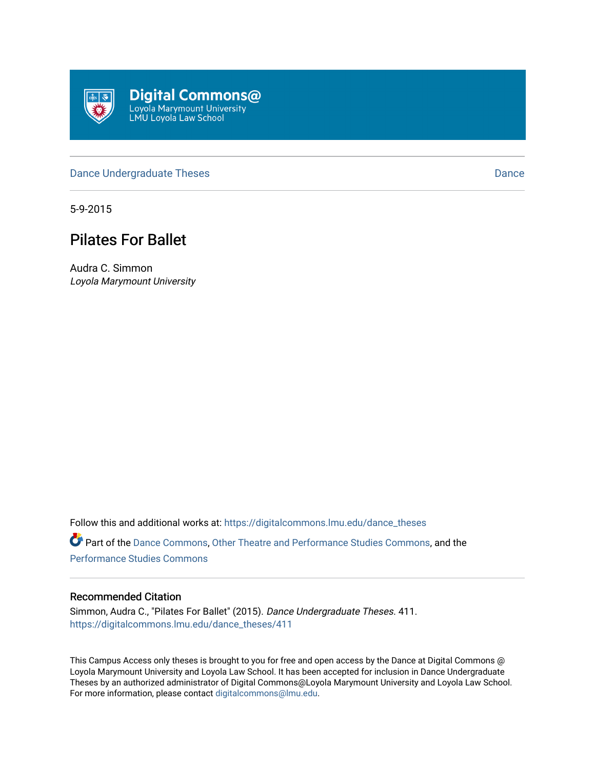Digital Commons@
Loyola Marymount University
LMU Loyola Law School

Dance Undergraduate Theses | Dance

5-9-2015

# Pilates For Ballet

Audra C. Simmon
*Loyola Marymount University*

Follow this and additional works at: https://digitalcommons.lmu.edu/dance_theses

Part of the Dance Commons, Other Theatre and Performance Studies Commons, and the Performance Studies Commons

## Recommended Citation

Simmon, Audra C., "Pilates For Ballet" (2015). *Dance Undergraduate Theses*. 411.
https://digitalcommons.lmu.edu/dance_theses/411

This Campus Access only theses is brought to you for free and open access by the Dance at Digital Commons @ Loyola Marymount University and Loyola Law School. It has been accepted for inclusion in Dance Undergraduate Theses by an authorized administrator of Digital Commons@Loyola Marymount University and Loyola Law School. For more information, please contact digitalcommons@lmu.edu.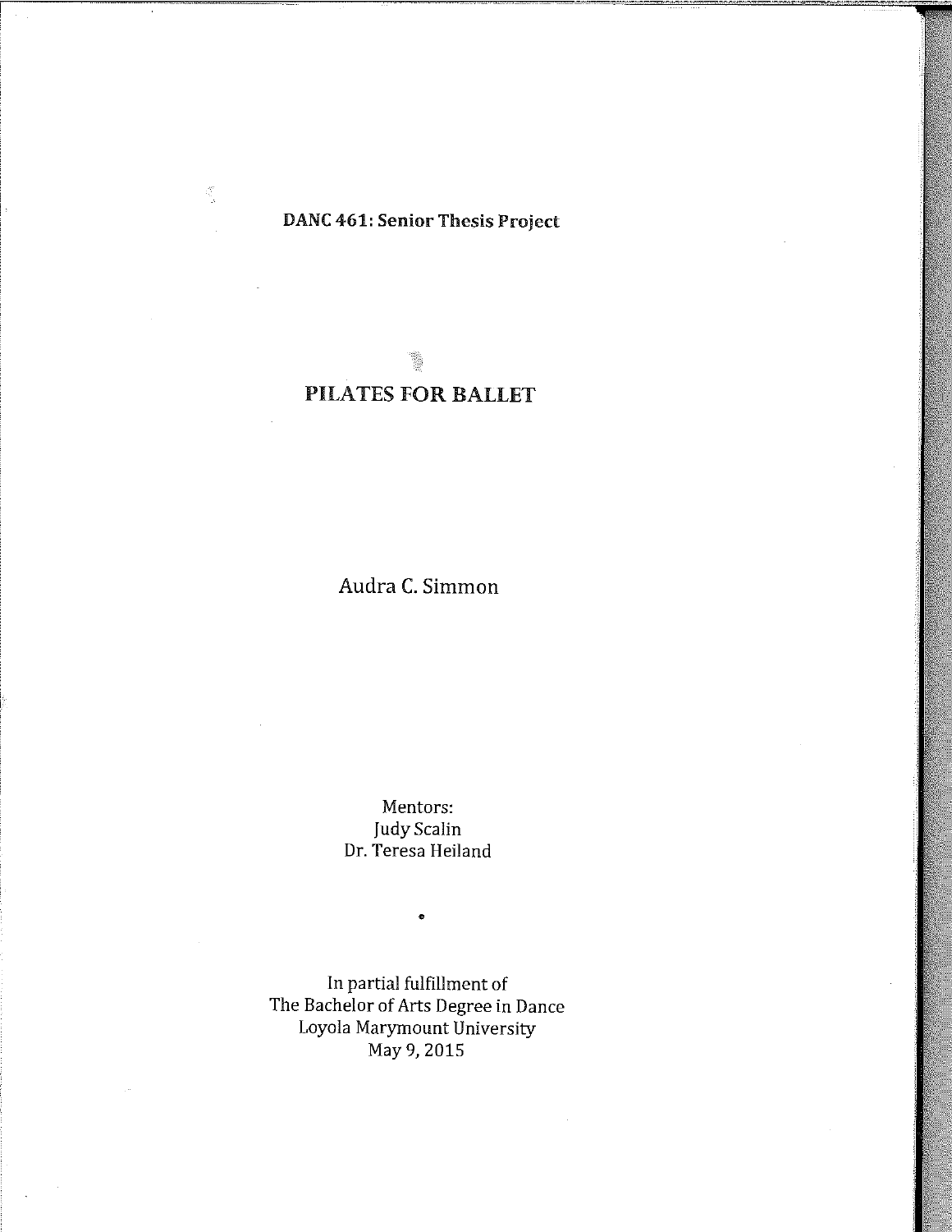**DANC 461: Senior Thesis Project**

# PILATES FOR BALLET

Audra C. Simmon

Mentors:
Judy Scalin
Dr. Teresa Heiland

In partial fulfillment of
The Bachelor of Arts Degree in Dance
Loyola Marymount University
May 9, 2015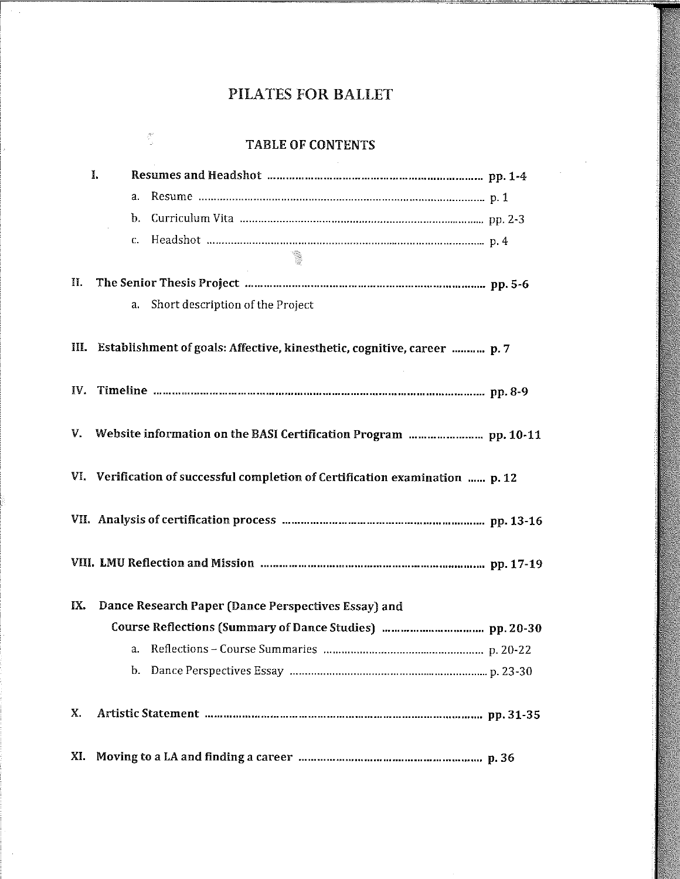# PILATES FOR BALLET

## TABLE OF CONTENTS

I. **Resumes and Headshot** ........................................ **pp. 1-4**
   a. Resume ........................................ p. 1
   b. Curriculum Vita ........................................ pp. 2-3
   c. Headshot ........................................ p. 4

II. **The Senior Thesis Project** ........................................ **pp. 5-6**
   a. Short description of the Project

III. **Establishment of goals: Affective, kinesthetic, cognitive, career** .......... **p. 7**

IV. **Timeline** ........................................ **pp. 8-9**

V. **Website information on the BASI Certification Program** ........................ **pp. 10-11**

VI. **Verification of successful completion of Certification examination** ...... **p. 12**

VII. **Analysis of certification process** ........................................ **pp. 13-16**

VIII. **LMU Reflection and Mission** ........................................ **pp. 17-19**

IX. **Dance Research Paper (Dance Perspectives Essay) and Course Reflections (Summary of Dance Studies)** ........................ **pp. 20-30**
   a. Reflections – Course Summaries ........................................ p. 20-22
   b. Dance Perspectives Essay ........................................ p. 23-30

X. **Artistic Statement** ........................................ **pp. 31-35**

XI. **Moving to a LA and finding a career** ........................................ **p. 36**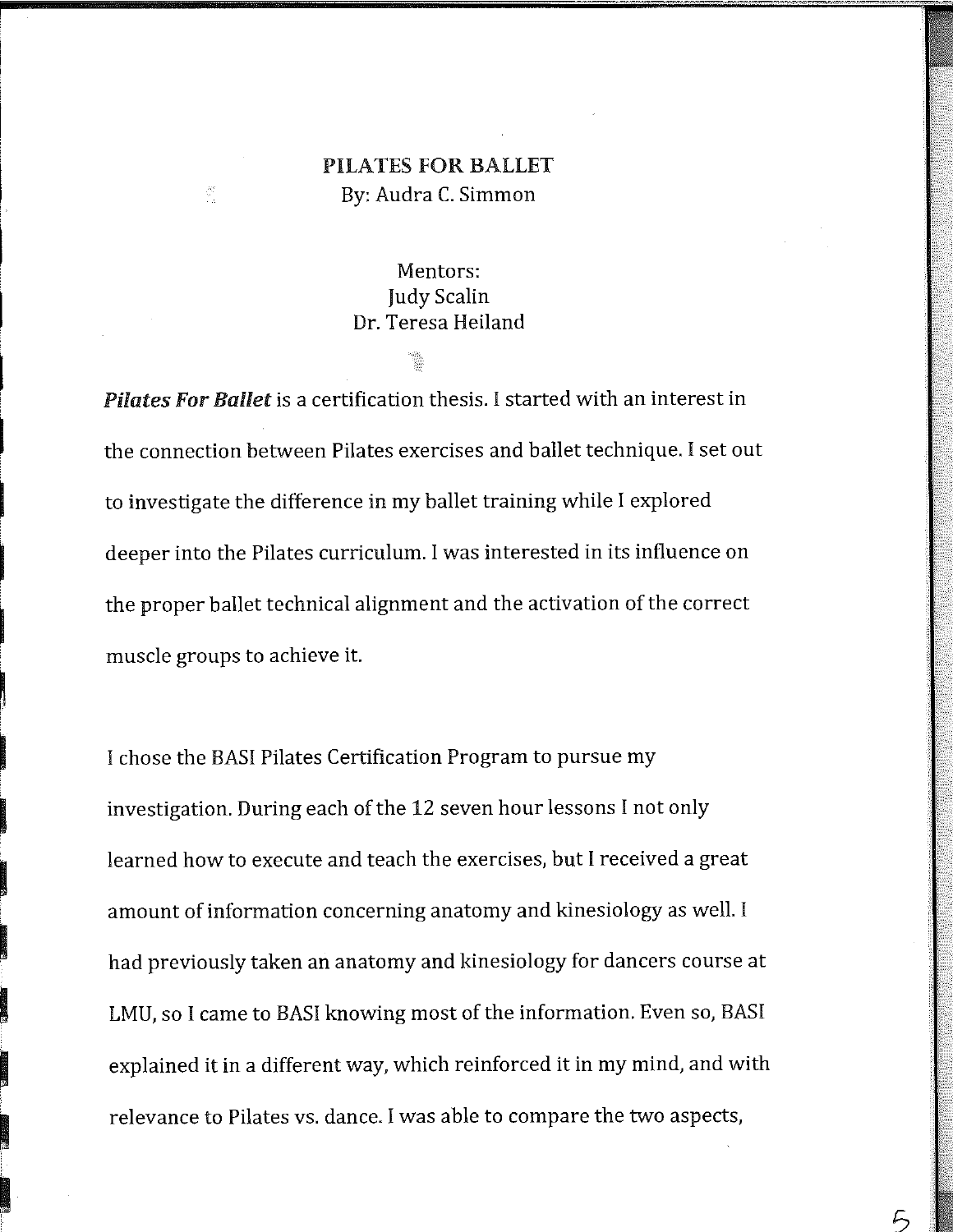# PILATES FOR BALLET

By: Audra C. Simmon

Mentors:
Judy Scalin
Dr. Teresa Heiland

***Pilates For Ballet*** is a certification thesis. I started with an interest in the connection between Pilates exercises and ballet technique. I set out to investigate the difference in my ballet training while I explored deeper into the Pilates curriculum. I was interested in its influence on the proper ballet technical alignment and the activation of the correct muscle groups to achieve it.

I chose the BASI Pilates Certification Program to pursue my investigation. During each of the 12 seven hour lessons I not only learned how to execute and teach the exercises, but I received a great amount of information concerning anatomy and kinesiology as well. I had previously taken an anatomy and kinesiology for dancers course at LMU, so I came to BASI knowing most of the information. Even so, BASI explained it in a different way, which reinforced it in my mind, and with relevance to Pilates vs. dance. I was able to compare the two aspects,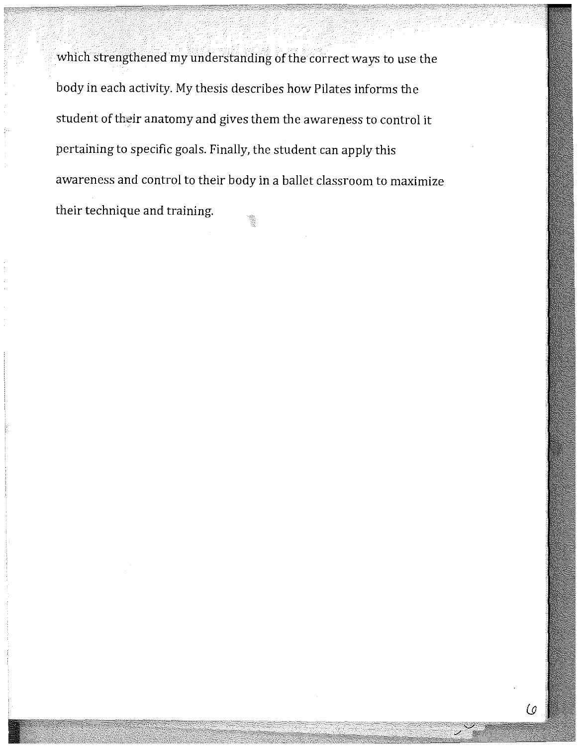which strengthened my understanding of the correct ways to use the body in each activity. My thesis describes how Pilates informs the student of their anatomy and gives them the awareness to control it pertaining to specific goals. Finally, the student can apply this awareness and control to their body in a ballet classroom to maximize their technique and training.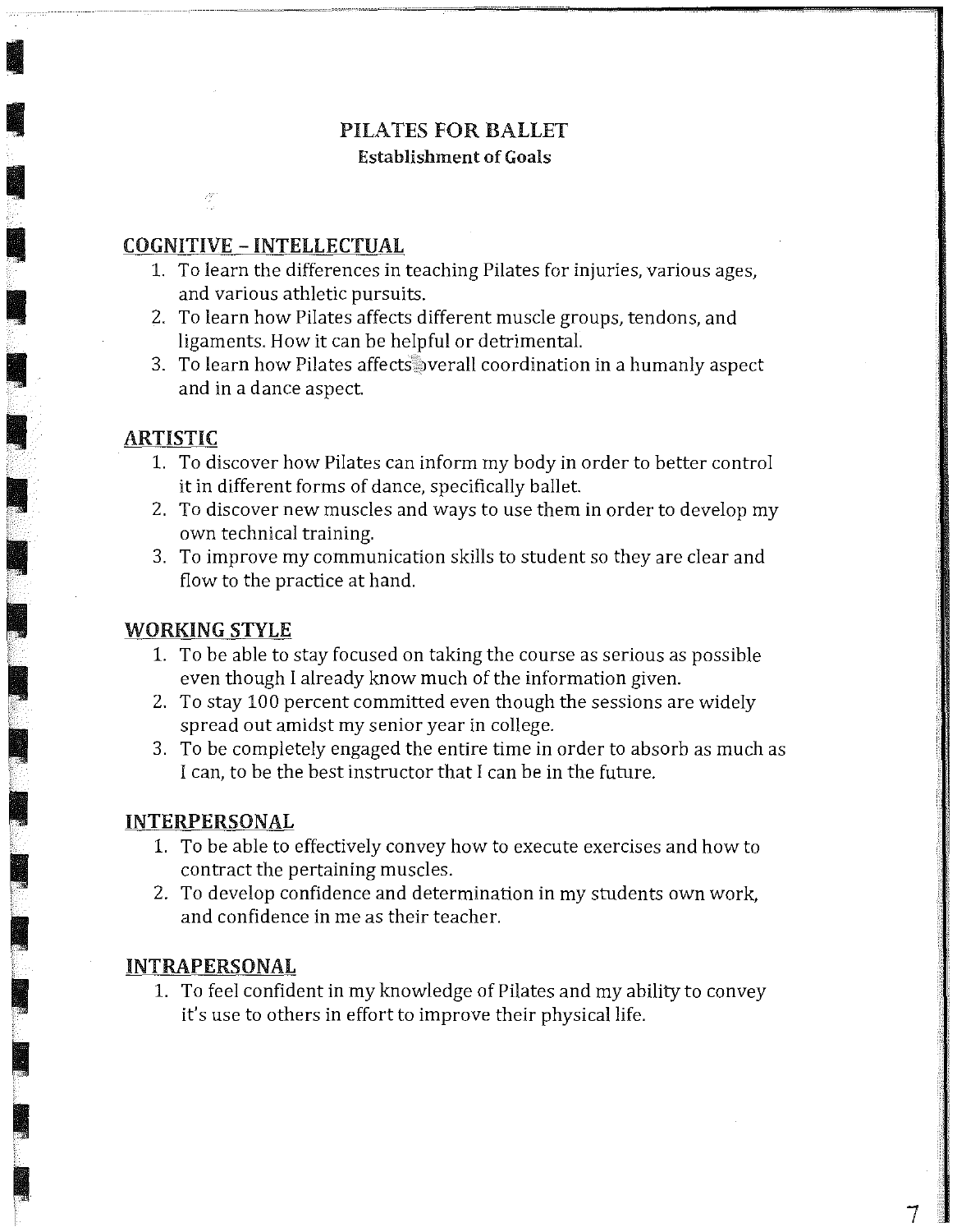# PILATES FOR BALLET

## Establishment of Goals

### COGNITIVE – INTELLECTUAL

1. To learn the differences in teaching Pilates for injuries, various ages, and various athletic pursuits.
2. To learn how Pilates affects different muscle groups, tendons, and ligaments. How it can be helpful or detrimental.
3. To learn how Pilates affects overall coordination in a humanly aspect and in a dance aspect.

### ARTISTIC

1. To discover how Pilates can inform my body in order to better control it in different forms of dance, specifically ballet.
2. To discover new muscles and ways to use them in order to develop my own technical training.
3. To improve my communication skills to student so they are clear and flow to the practice at hand.

### WORKING STYLE

1. To be able to stay focused on taking the course as serious as possible even though I already know much of the information given.
2. To stay 100 percent committed even though the sessions are widely spread out amidst my senior year in college.
3. To be completely engaged the entire time in order to absorb as much as I can, to be the best instructor that I can be in the future.

### INTERPERSONAL

1. To be able to effectively convey how to execute exercises and how to contract the pertaining muscles.
2. To develop confidence and determination in my students own work, and confidence in me as their teacher.

### INTRAPERSONAL

1. To feel confident in my knowledge of Pilates and my ability to convey it's use to others in effort to improve their physical life.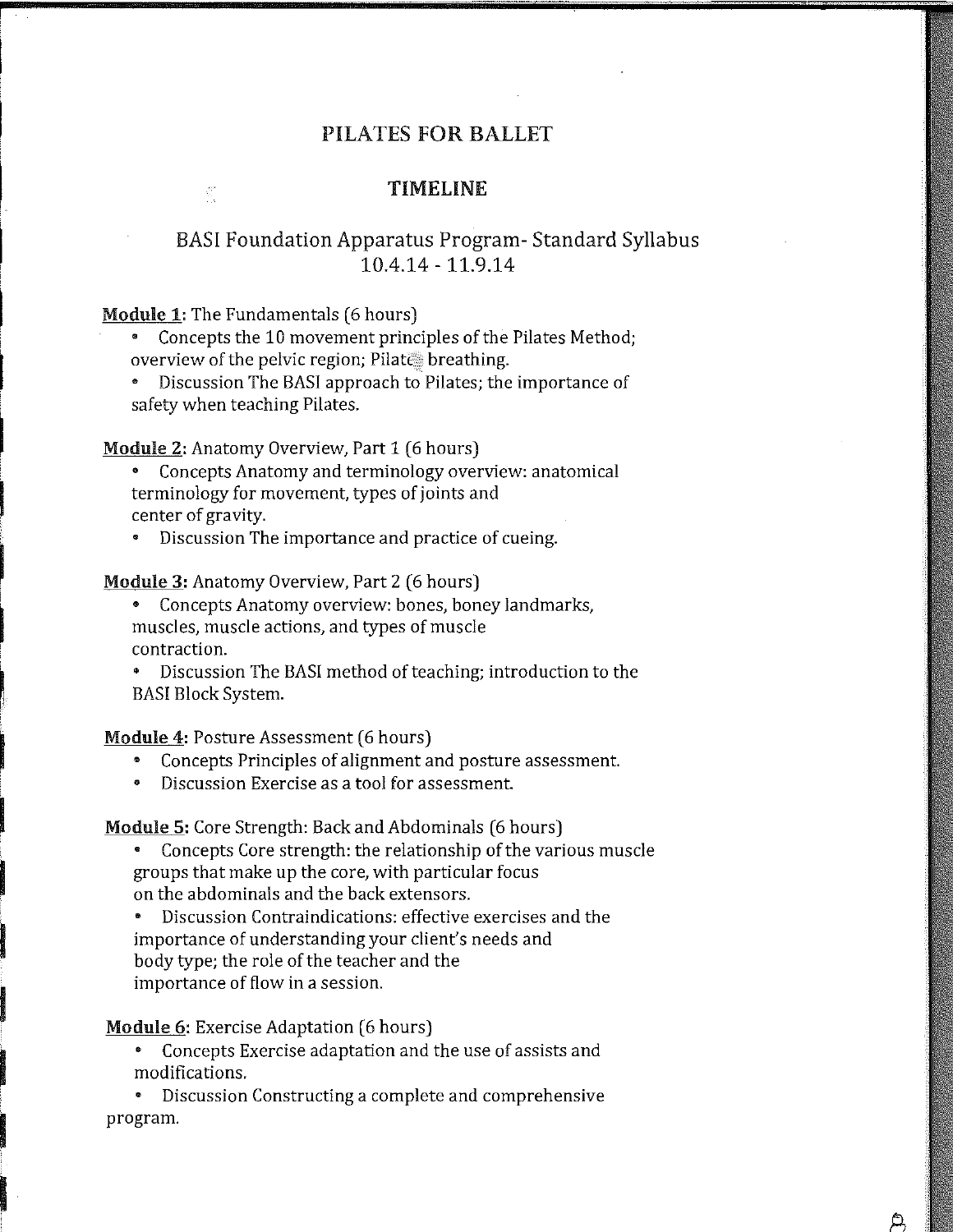# PILATES FOR BALLET

## TIMELINE

## BASI Foundation Apparatus Program- Standard Syllabus 10.4.14 - 11.9.14

**Module 1:** The Fundamentals (6 hours)

- Concepts the 10 movement principles of the Pilates Method; overview of the pelvic region; Pilates breathing.
- Discussion The BASI approach to Pilates; the importance of safety when teaching Pilates.

**Module 2:** Anatomy Overview, Part 1 (6 hours)

- Concepts Anatomy and terminology overview: anatomical terminology for movement, types of joints and center of gravity.
- Discussion The importance and practice of cueing.

**Module 3:** Anatomy Overview, Part 2 (6 hours)

- Concepts Anatomy overview: bones, boney landmarks, muscles, muscle actions, and types of muscle contraction.
- Discussion The BASI method of teaching; introduction to the BASI Block System.

**Module 4:** Posture Assessment (6 hours)

- Concepts Principles of alignment and posture assessment.
- Discussion Exercise as a tool for assessment.

**Module 5:** Core Strength: Back and Abdominals (6 hours)

- Concepts Core strength: the relationship of the various muscle groups that make up the core, with particular focus on the abdominals and the back extensors.
- Discussion Contraindications: effective exercises and the importance of understanding your client's needs and body type; the role of the teacher and the importance of flow in a session.

**Module 6:** Exercise Adaptation (6 hours)

- Concepts Exercise adaptation and the use of assists and modifications.
- Discussion Constructing a complete and comprehensive program.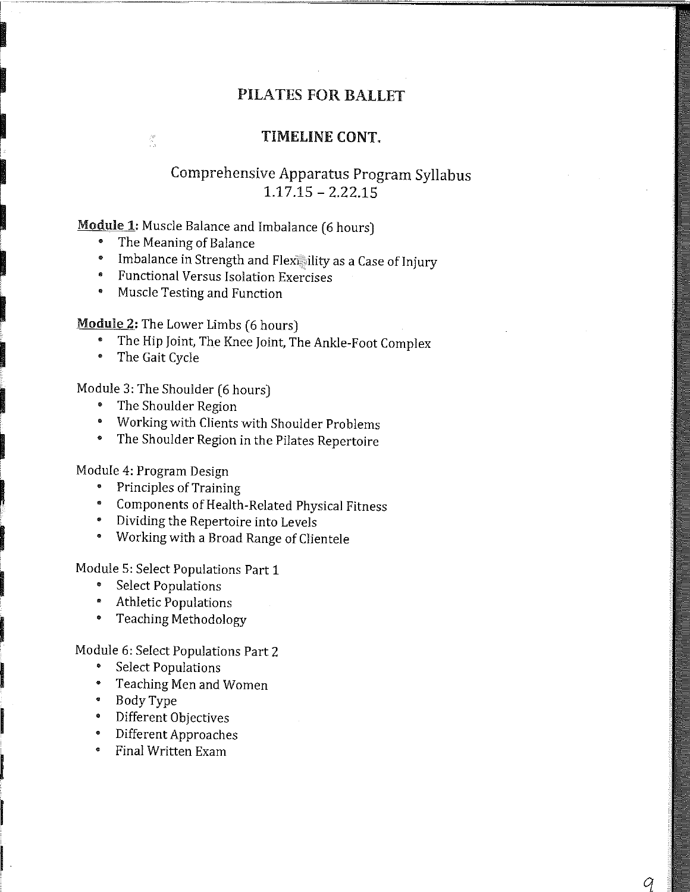# PILATES FOR BALLET

## TIMELINE CONT.

### Comprehensive Apparatus Program Syllabus
### 1.17.15 – 2.22.15

**Module 1:** Muscle Balance and Imbalance (6 hours)

- The Meaning of Balance
- Imbalance in Strength and Flexibility as a Case of Injury
- Functional Versus Isolation Exercises
- Muscle Testing and Function

**Module 2:** The Lower Limbs (6 hours)

- The Hip Joint, The Knee Joint, The Ankle-Foot Complex
- The Gait Cycle

Module 3: The Shoulder (6 hours)

- The Shoulder Region
- Working with Clients with Shoulder Problems
- The Shoulder Region in the Pilates Repertoire

Module 4: Program Design

- Principles of Training
- Components of Health-Related Physical Fitness
- Dividing the Repertoire into Levels
- Working with a Broad Range of Clientele

Module 5: Select Populations Part 1

- Select Populations
- Athletic Populations
- Teaching Methodology

Module 6: Select Populations Part 2

- Select Populations
- Teaching Men and Women
- Body Type
- Different Objectives
- Different Approaches
- Final Written Exam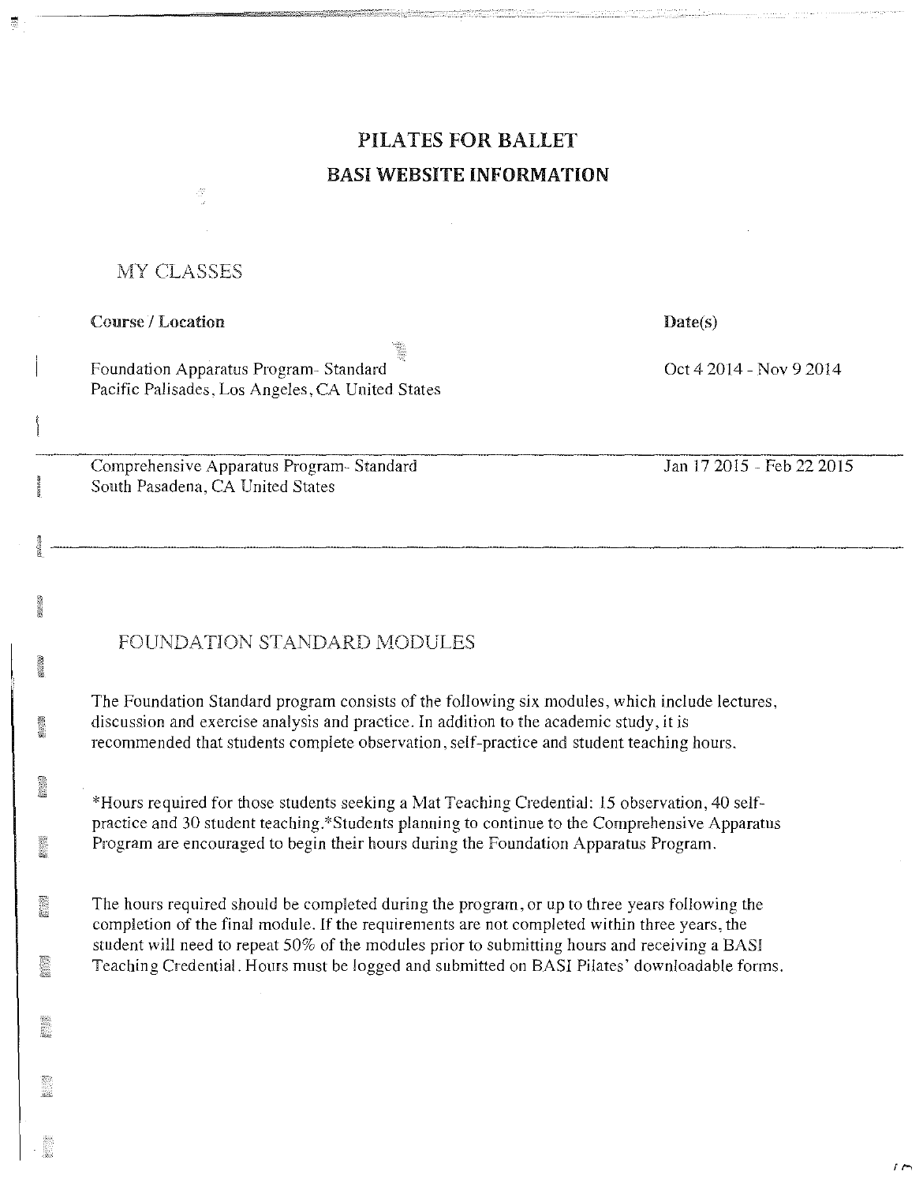# PILATES FOR BALLET

## BASI WEBSITE INFORMATION

### MY CLASSES

| Course / Location | Date(s) |
| --- | --- |
| Foundation Apparatus Program- Standard<br>Pacific Palisades, Los Angeles, CA United States | Oct 4 2014 - Nov 9 2014 |
| Comprehensive Apparatus Program- Standard<br>South Pasadena, CA United States | Jan 17 2015 - Feb 22 2015 |

### FOUNDATION STANDARD MODULES

The Foundation Standard program consists of the following six modules, which include lectures, discussion and exercise analysis and practice. In addition to the academic study, it is recommended that students complete observation, self-practice and student teaching hours.

*Hours required for those students seeking a Mat Teaching Credential: 15 observation, 40 self-practice and 30 student teaching.*Students planning to continue to the Comprehensive Apparatus Program are encouraged to begin their hours during the Foundation Apparatus Program.

The hours required should be completed during the program, or up to three years following the completion of the final module. If the requirements are not completed within three years, the student will need to repeat 50% of the modules prior to submitting hours and receiving a BASI Teaching Credential. Hours must be logged and submitted on BASI Pilates' downloadable forms.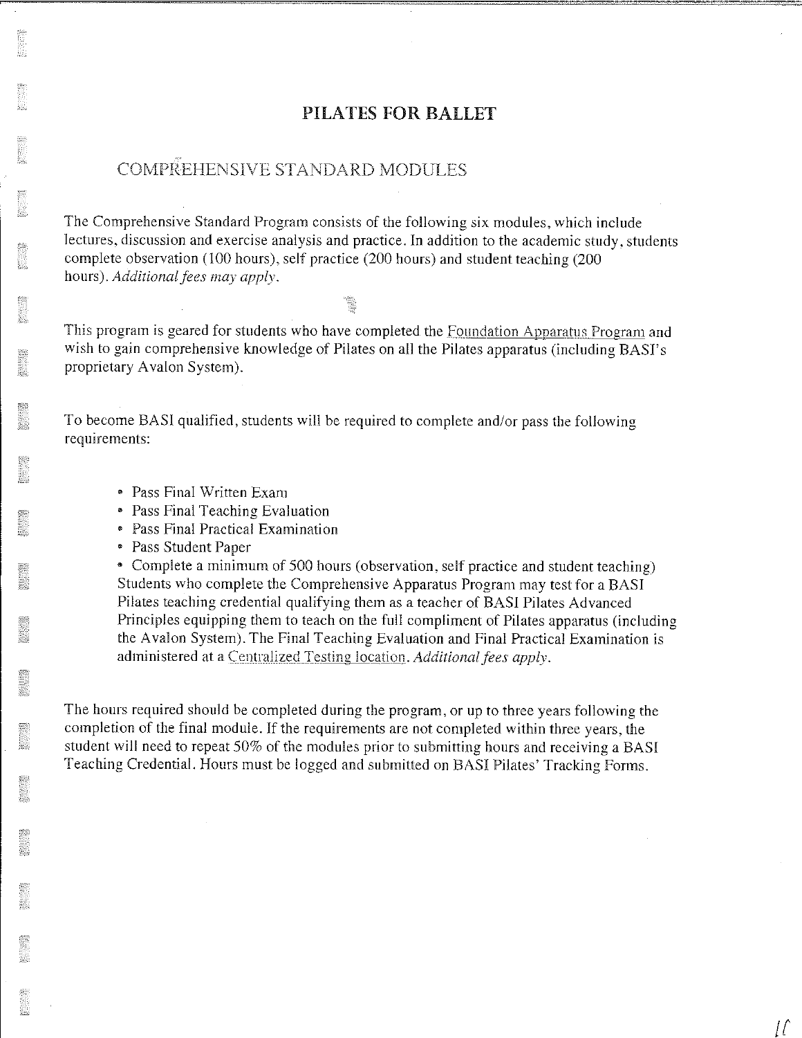# PILATES FOR BALLET

## COMPREHENSIVE STANDARD MODULES

The Comprehensive Standard Program consists of the following six modules, which include lectures, discussion and exercise analysis and practice. In addition to the academic study, students complete observation (100 hours), self practice (200 hours) and student teaching (200 hours). *Additional fees may apply.*

This program is geared for students who have completed the Foundation Apparatus Program and wish to gain comprehensive knowledge of Pilates on all the Pilates apparatus (including BASI's proprietary Avalon System).

To become BASI qualified, students will be required to complete and/or pass the following requirements:

- Pass Final Written Exam
- Pass Final Teaching Evaluation
- Pass Final Practical Examination
- Pass Student Paper
- Complete a minimum of 500 hours (observation, self practice and student teaching)

Students who complete the Comprehensive Apparatus Program may test for a BASI Pilates teaching credential qualifying them as a teacher of BASI Pilates Advanced Principles equipping them to teach on the full compliment of Pilates apparatus (including the Avalon System). The Final Teaching Evaluation and Final Practical Examination is administered at a Centralized Testing location. *Additional fees apply.*

The hours required should be completed during the program, or up to three years following the completion of the final module. If the requirements are not completed within three years, the student will need to repeat 50% of the modules prior to submitting hours and receiving a BASI Teaching Credential. Hours must be logged and submitted on BASI Pilates' Tracking Forms.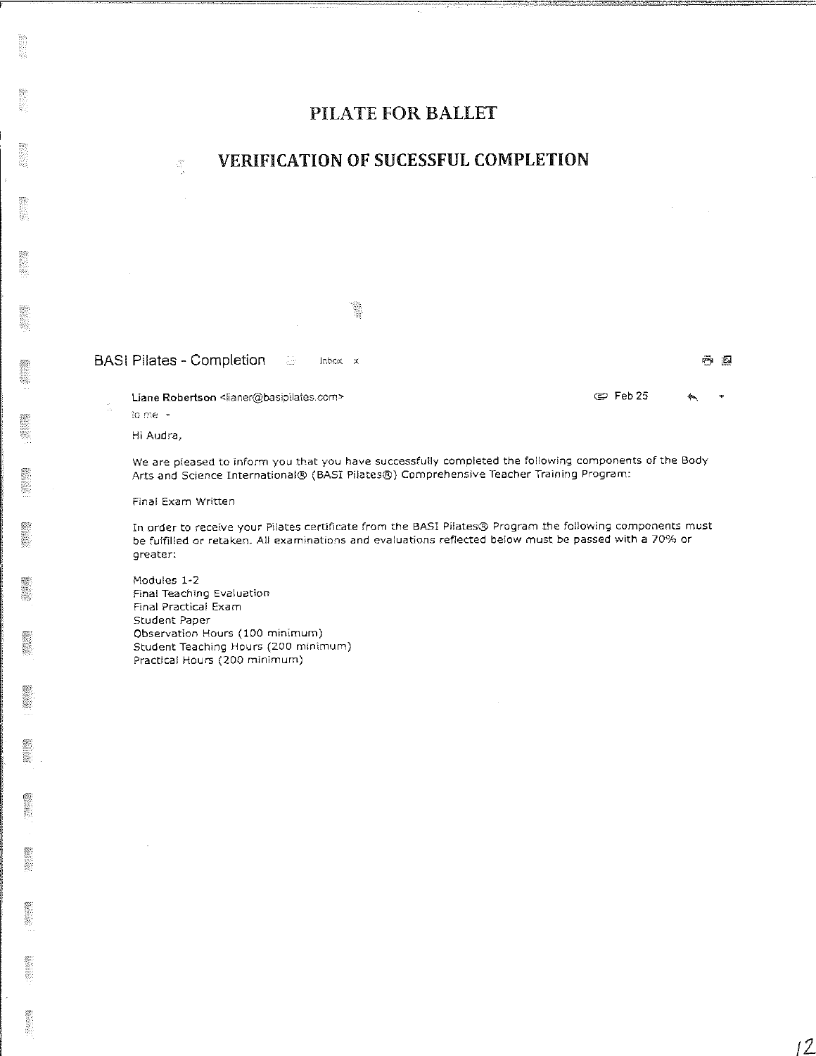# PILATE FOR BALLET

## VERIFICATION OF SUCESSFUL COMPLETION

BASI Pilates - Completion    Inbox x

**Liane Robertson** <lianer@basipilates.com>    Feb 25

to me

Hi Audra,

We are pleased to inform you that you have successfully completed the following components of the Body Arts and Science International® (BASI Pilates®) Comprehensive Teacher Training Program:

Final Exam Written

In order to receive your Pilates certificate from the BASI Pilates® Program the following components must be fulfilled or retaken. All examinations and evaluations reflected below must be passed with a 70% or greater:

Modules 1-2
Final Teaching Evaluation
Final Practical Exam
Student Paper
Observation Hours (100 minimum)
Student Teaching Hours (200 minimum)
Practical Hours (200 minimum)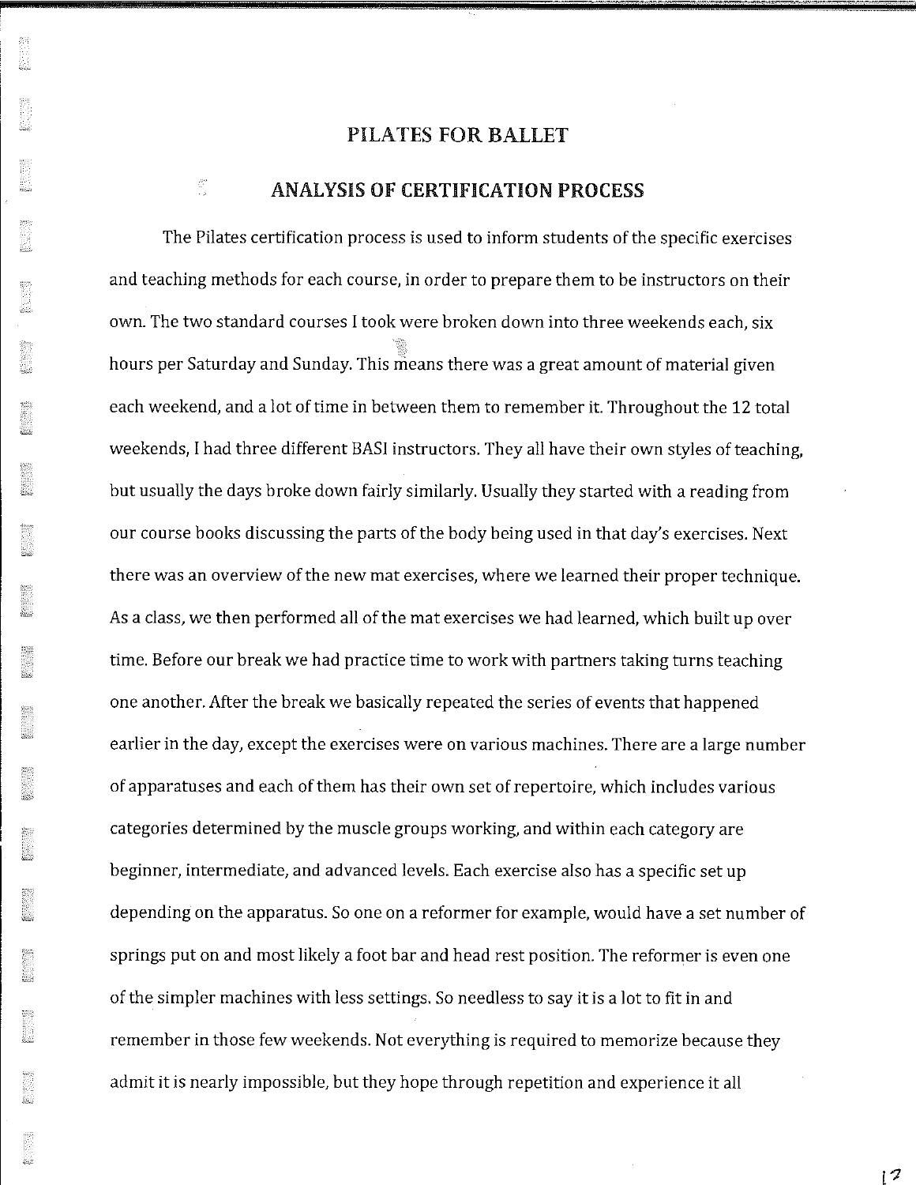# PILATES FOR BALLET

## ANALYSIS OF CERTIFICATION PROCESS

The Pilates certification process is used to inform students of the specific exercises and teaching methods for each course, in order to prepare them to be instructors on their own. The two standard courses I took were broken down into three weekends each, six hours per Saturday and Sunday. This means there was a great amount of material given each weekend, and a lot of time in between them to remember it. Throughout the 12 total weekends, I had three different BASI instructors. They all have their own styles of teaching, but usually the days broke down fairly similarly. Usually they started with a reading from our course books discussing the parts of the body being used in that day's exercises. Next there was an overview of the new mat exercises, where we learned their proper technique. As a class, we then performed all of the mat exercises we had learned, which built up over time. Before our break we had practice time to work with partners taking turns teaching one another. After the break we basically repeated the series of events that happened earlier in the day, except the exercises were on various machines. There are a large number of apparatuses and each of them has their own set of repertoire, which includes various categories determined by the muscle groups working, and within each category are beginner, intermediate, and advanced levels. Each exercise also has a specific set up depending on the apparatus. So one on a reformer for example, would have a set number of springs put on and most likely a foot bar and head rest position. The reformer is even one of the simpler machines with less settings. So needless to say it is a lot to fit in and remember in those few weekends. Not everything is required to memorize because they admit it is nearly impossible, but they hope through repetition and experience it all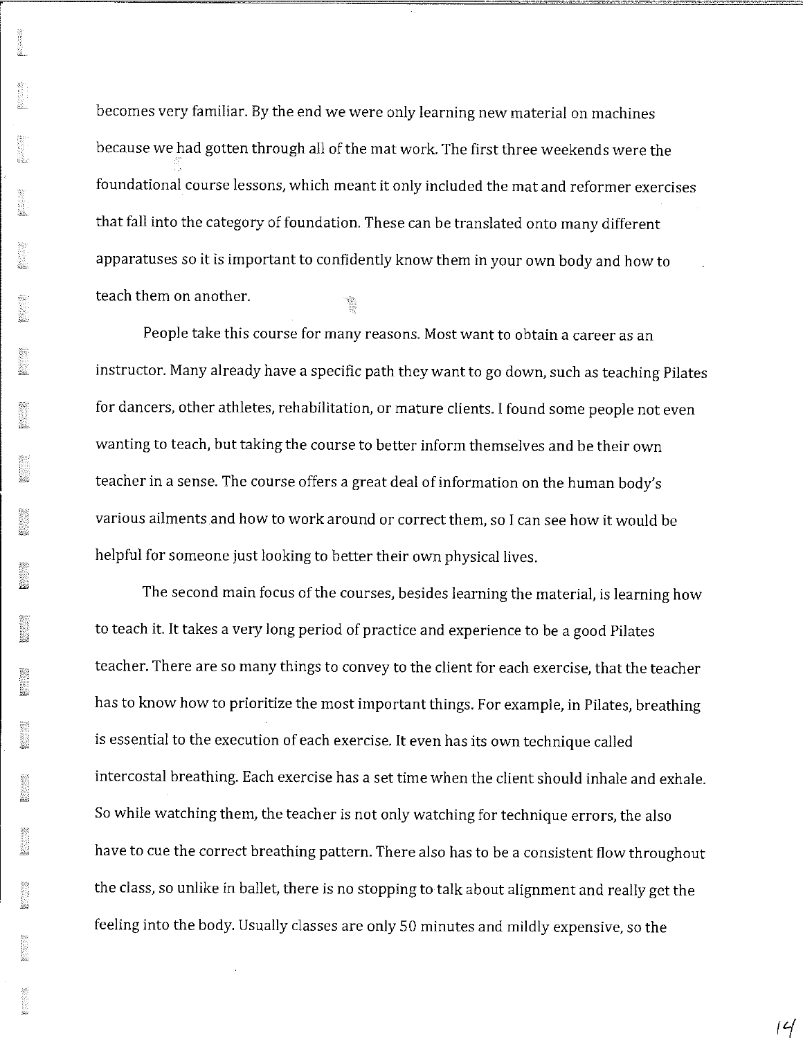becomes very familiar. By the end we were only learning new material on machines because we had gotten through all of the mat work. The first three weekends were the foundational course lessons, which meant it only included the mat and reformer exercises that fall into the category of foundation. These can be translated onto many different apparatuses so it is important to confidently know them in your own body and how to teach them on another.

People take this course for many reasons. Most want to obtain a career as an instructor. Many already have a specific path they want to go down, such as teaching Pilates for dancers, other athletes, rehabilitation, or mature clients. I found some people not even wanting to teach, but taking the course to better inform themselves and be their own teacher in a sense. The course offers a great deal of information on the human body's various ailments and how to work around or correct them, so I can see how it would be helpful for someone just looking to better their own physical lives.

The second main focus of the courses, besides learning the material, is learning how to teach it. It takes a very long period of practice and experience to be a good Pilates teacher. There are so many things to convey to the client for each exercise, that the teacher has to know how to prioritize the most important things. For example, in Pilates, breathing is essential to the execution of each exercise. It even has its own technique called intercostal breathing. Each exercise has a set time when the client should inhale and exhale. So while watching them, the teacher is not only watching for technique errors, the also have to cue the correct breathing pattern. There also has to be a consistent flow throughout the class, so unlike in ballet, there is no stopping to talk about alignment and really get the feeling into the body. Usually classes are only 50 minutes and mildly expensive, so the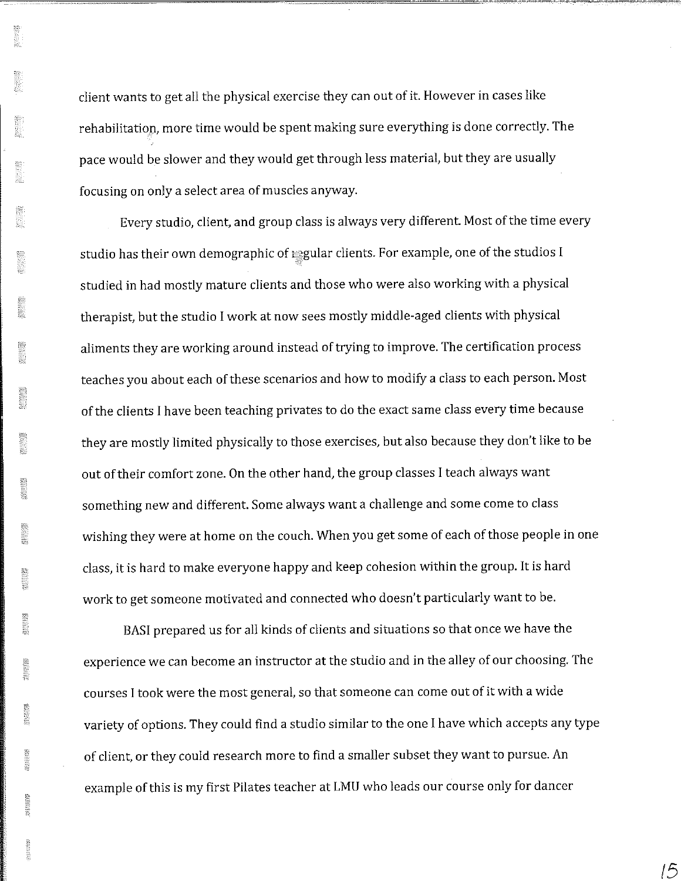client wants to get all the physical exercise they can out of it. However in cases like rehabilitation, more time would be spent making sure everything is done correctly. The pace would be slower and they would get through less material, but they are usually focusing on only a select area of muscles anyway.

Every studio, client, and group class is always very different. Most of the time every studio has their own demographic of regular clients. For example, one of the studios I studied in had mostly mature clients and those who were also working with a physical therapist, but the studio I work at now sees mostly middle-aged clients with physical aliments they are working around instead of trying to improve. The certification process teaches you about each of these scenarios and how to modify a class to each person. Most of the clients I have been teaching privates to do the exact same class every time because they are mostly limited physically to those exercises, but also because they don't like to be out of their comfort zone. On the other hand, the group classes I teach always want something new and different. Some always want a challenge and some come to class wishing they were at home on the couch. When you get some of each of those people in one class, it is hard to make everyone happy and keep cohesion within the group. It is hard work to get someone motivated and connected who doesn't particularly want to be.

BASI prepared us for all kinds of clients and situations so that once we have the experience we can become an instructor at the studio and in the alley of our choosing. The courses I took were the most general, so that someone can come out of it with a wide variety of options. They could find a studio similar to the one I have which accepts any type of client, or they could research more to find a smaller subset they want to pursue. An example of this is my first Pilates teacher at LMU who leads our course only for dancer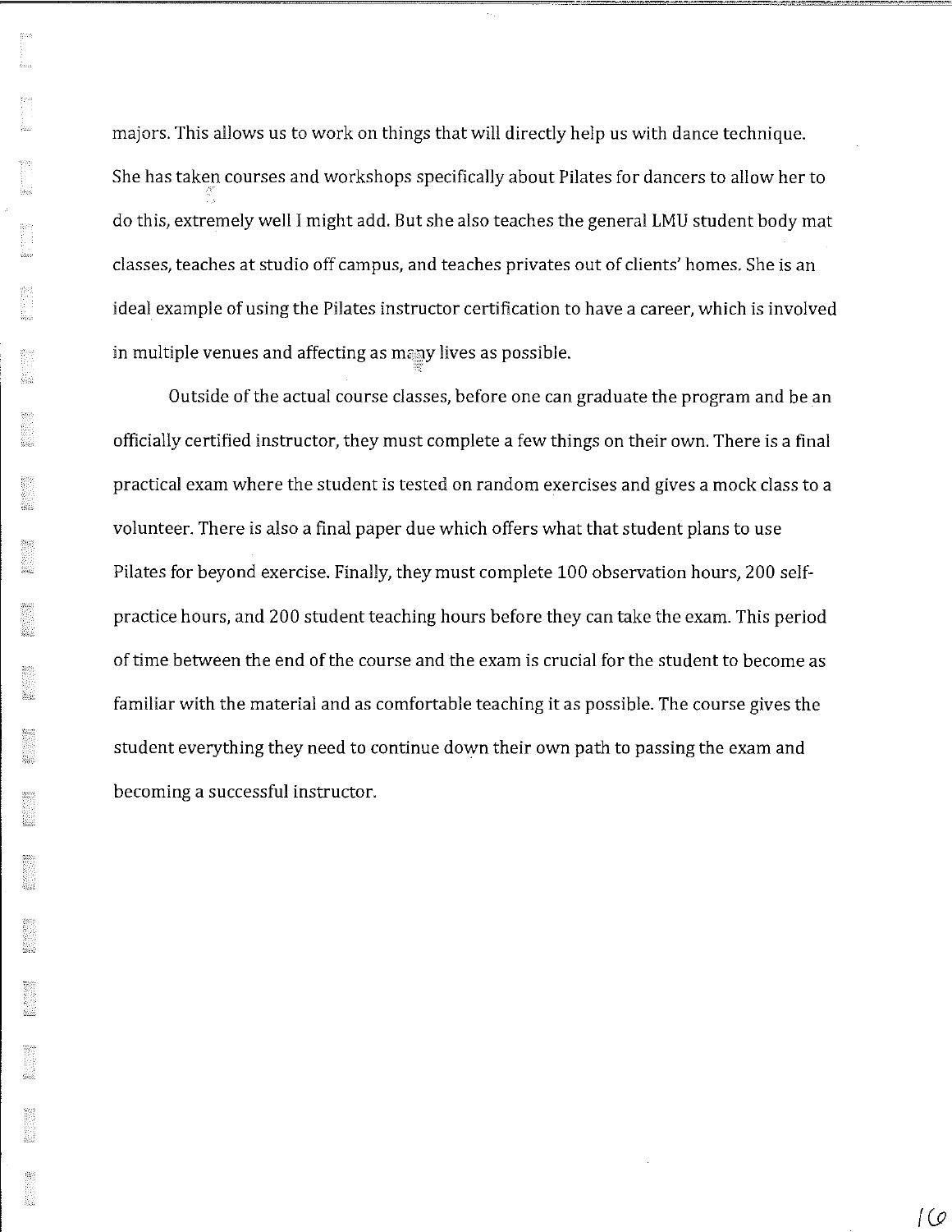majors. This allows us to work on things that will directly help us with dance technique. She has taken courses and workshops specifically about Pilates for dancers to allow her to do this, extremely well I might add. But she also teaches the general LMU student body mat classes, teaches at studio off campus, and teaches privates out of clients' homes. She is an ideal example of using the Pilates instructor certification to have a career, which is involved in multiple venues and affecting as many lives as possible.

Outside of the actual course classes, before one can graduate the program and be an officially certified instructor, they must complete a few things on their own. There is a final practical exam where the student is tested on random exercises and gives a mock class to a volunteer. There is also a final paper due which offers what that student plans to use Pilates for beyond exercise. Finally, they must complete 100 observation hours, 200 self-practice hours, and 200 student teaching hours before they can take the exam. This period of time between the end of the course and the exam is crucial for the student to become as familiar with the material and as comfortable teaching it as possible. The course gives the student everything they need to continue down their own path to passing the exam and becoming a successful instructor.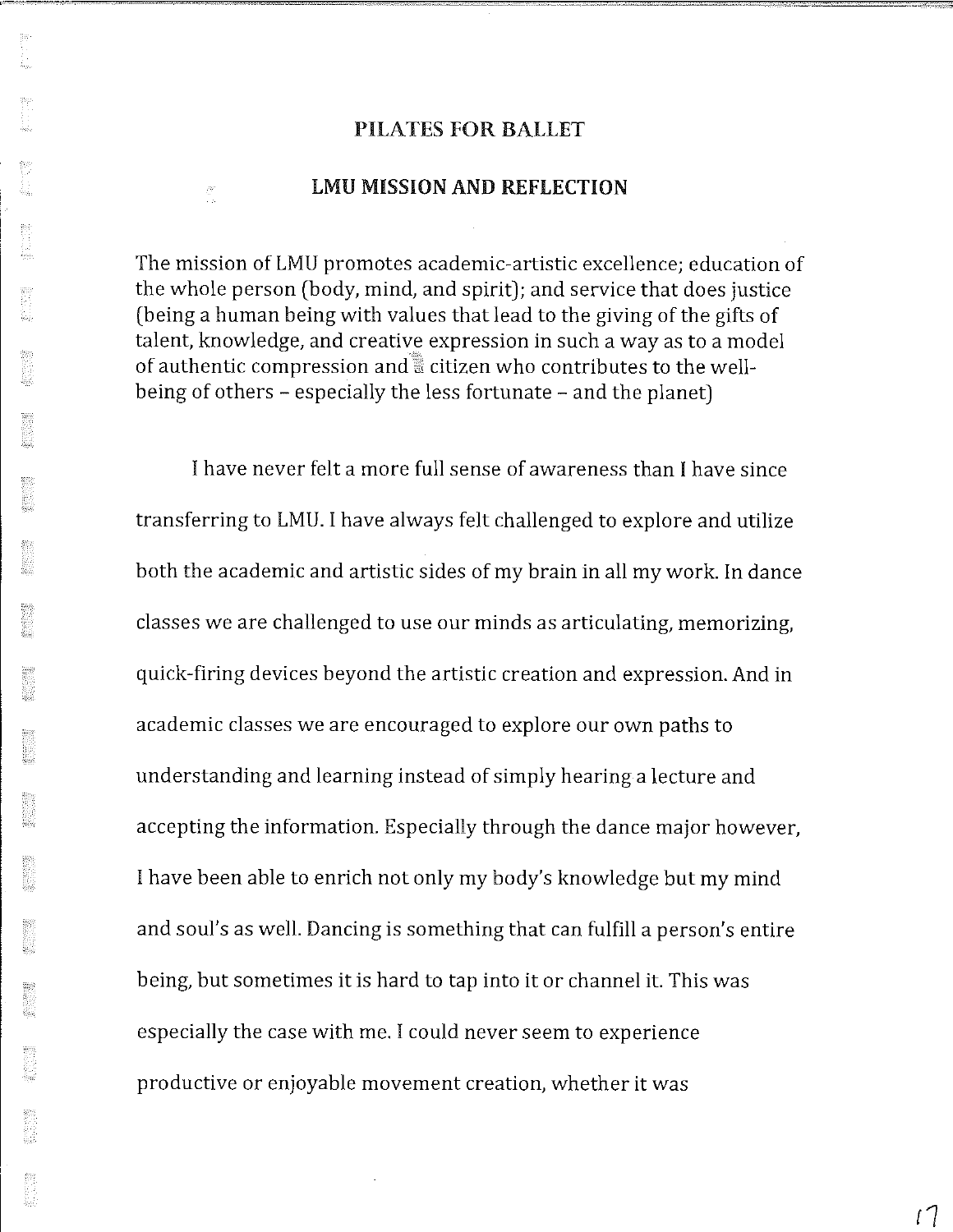## PILATES FOR BALLET

## LMU MISSION AND REFLECTION

The mission of LMU promotes academic-artistic excellence; education of the whole person (body, mind, and spirit); and service that does justice (being a human being with values that lead to the giving of the gifts of talent, knowledge, and creative expression in such a way as to a model of authentic compression and a citizen who contributes to the well-being of others – especially the less fortunate – and the planet)

I have never felt a more full sense of awareness than I have since transferring to LMU. I have always felt challenged to explore and utilize both the academic and artistic sides of my brain in all my work. In dance classes we are challenged to use our minds as articulating, memorizing, quick-firing devices beyond the artistic creation and expression. And in academic classes we are encouraged to explore our own paths to understanding and learning instead of simply hearing a lecture and accepting the information. Especially through the dance major however, I have been able to enrich not only my body's knowledge but my mind and soul's as well. Dancing is something that can fulfill a person's entire being, but sometimes it is hard to tap into it or channel it. This was especially the case with me. I could never seem to experience productive or enjoyable movement creation, whether it was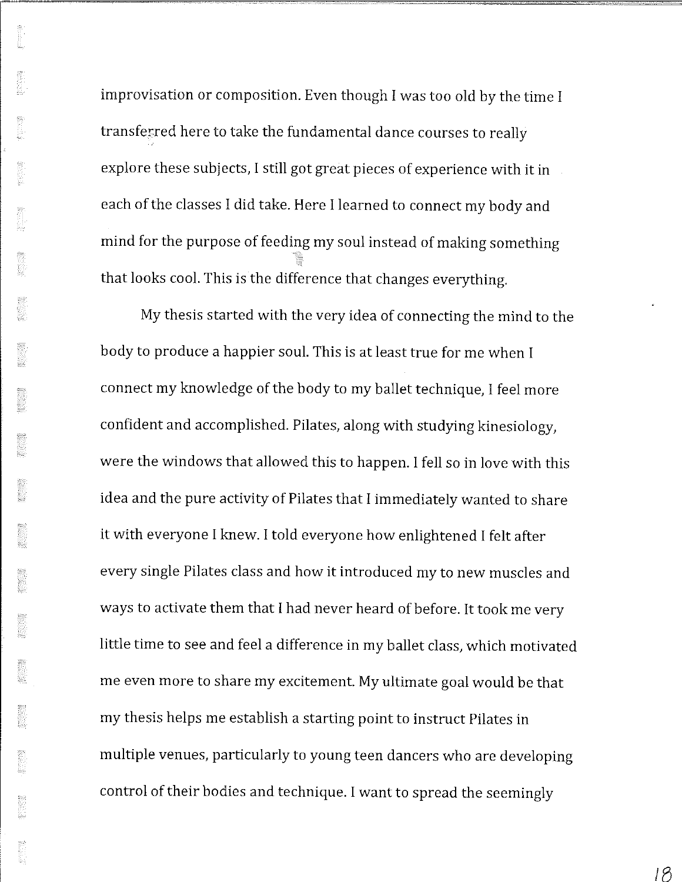improvisation or composition. Even though I was too old by the time I transferred here to take the fundamental dance courses to really explore these subjects, I still got great pieces of experience with it in each of the classes I did take. Here I learned to connect my body and mind for the purpose of feeding my soul instead of making something that looks cool. This is the difference that changes everything.

My thesis started with the very idea of connecting the mind to the body to produce a happier soul. This is at least true for me when I connect my knowledge of the body to my ballet technique, I feel more confident and accomplished. Pilates, along with studying kinesiology, were the windows that allowed this to happen. I fell so in love with this idea and the pure activity of Pilates that I immediately wanted to share it with everyone I knew. I told everyone how enlightened I felt after every single Pilates class and how it introduced my to new muscles and ways to activate them that I had never heard of before. It took me very little time to see and feel a difference in my ballet class, which motivated me even more to share my excitement. My ultimate goal would be that my thesis helps me establish a starting point to instruct Pilates in multiple venues, particularly to young teen dancers who are developing control of their bodies and technique. I want to spread the seemingly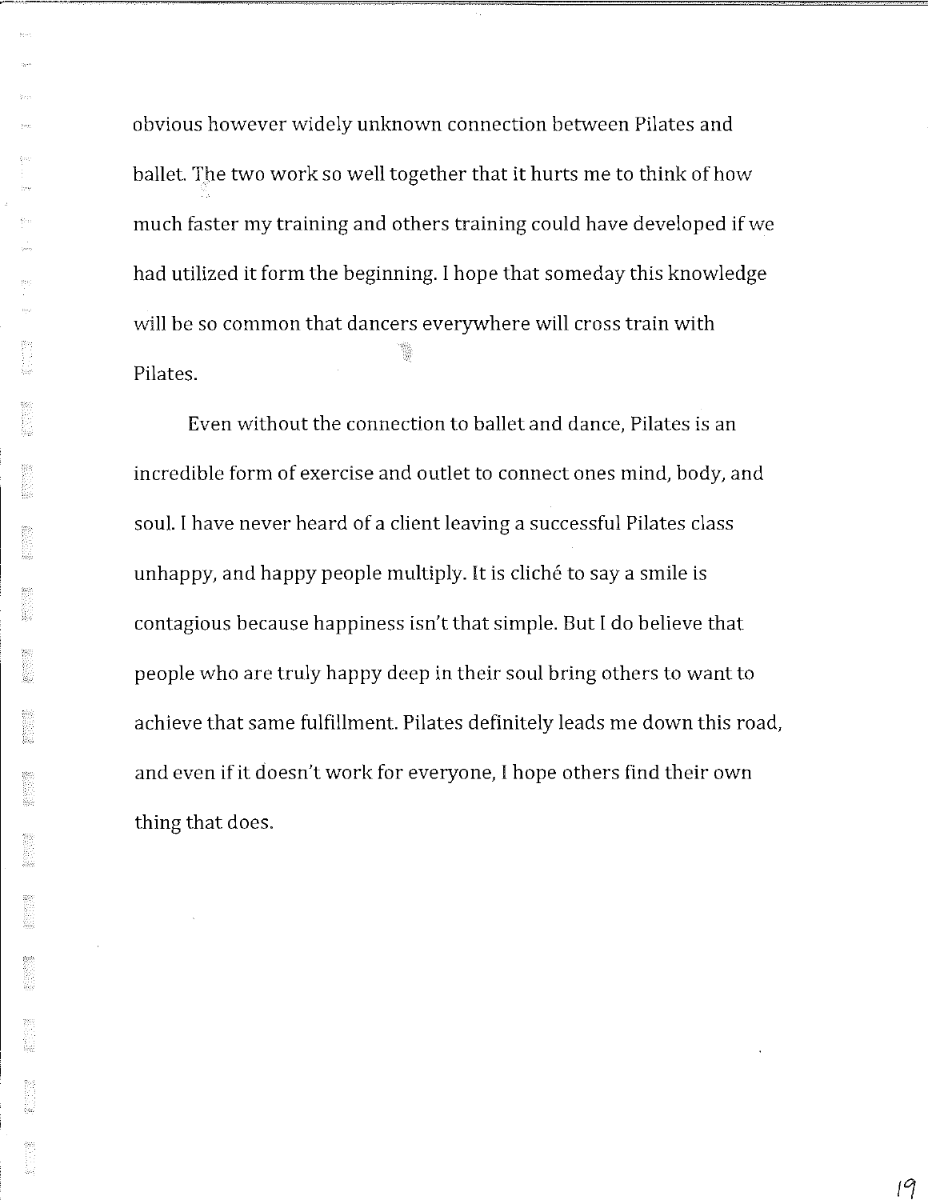obvious however widely unknown connection between Pilates and ballet. The two work so well together that it hurts me to think of how much faster my training and others training could have developed if we had utilized it form the beginning. I hope that someday this knowledge will be so common that dancers everywhere will cross train with Pilates.

Even without the connection to ballet and dance, Pilates is an incredible form of exercise and outlet to connect ones mind, body, and soul. I have never heard of a client leaving a successful Pilates class unhappy, and happy people multiply. It is cliché to say a smile is contagious because happiness isn't that simple. But I do believe that people who are truly happy deep in their soul bring others to want to achieve that same fulfillment. Pilates definitely leads me down this road, and even if it doesn't work for everyone, I hope others find their own thing that does.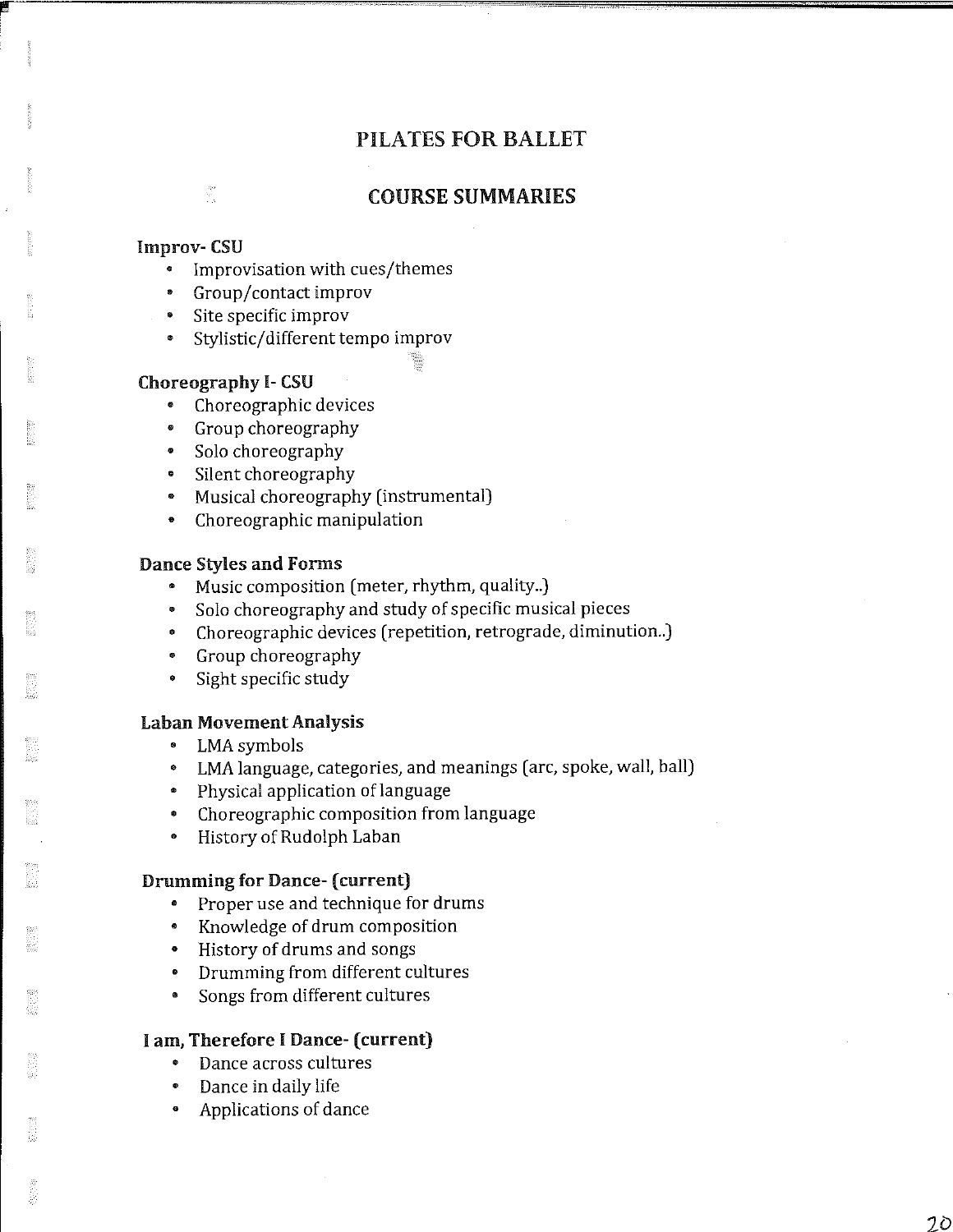# PILATES FOR BALLET

## COURSE SUMMARIES

### Improv- CSU

- Improvisation with cues/themes
- Group/contact improv
- Site specific improv
- Stylistic/different tempo improv

### Choreography I- CSU

- Choreographic devices
- Group choreography
- Solo choreography
- Silent choreography
- Musical choreography (instrumental)
- Choreographic manipulation

### Dance Styles and Forms

- Music composition (meter, rhythm, quality..)
- Solo choreography and study of specific musical pieces
- Choreographic devices (repetition, retrograde, diminution..)
- Group choreography
- Sight specific study

### Laban Movement Analysis

- LMA symbols
- LMA language, categories, and meanings (arc, spoke, wall, ball)
- Physical application of language
- Choreographic composition from language
- History of Rudolph Laban

### Drumming for Dance- (current)

- Proper use and technique for drums
- Knowledge of drum composition
- History of drums and songs
- Drumming from different cultures
- Songs from different cultures

### I am, Therefore I Dance- (current)

- Dance across cultures
- Dance in daily life
- Applications of dance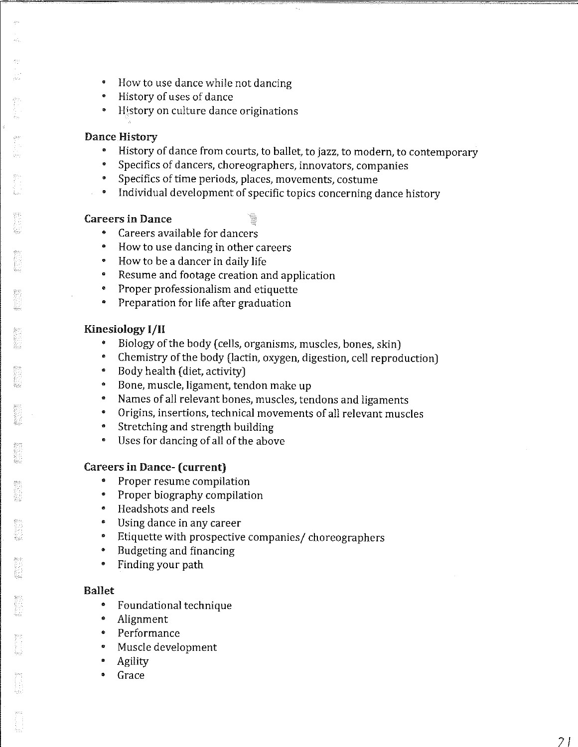- How to use dance while not dancing
- History of uses of dance
- History on culture dance originations

**Dance History**

- History of dance from courts, to ballet, to jazz, to modern, to contemporary
- Specifics of dancers, choreographers, innovators, companies
- Specifics of time periods, places, movements, costume
- Individual development of specific topics concerning dance history

**Careers in Dance**

- Careers available for dancers
- How to use dancing in other careers
- How to be a dancer in daily life
- Resume and footage creation and application
- Proper professionalism and etiquette
- Preparation for life after graduation

**Kinesiology I/II**

- Biology of the body (cells, organisms, muscles, bones, skin)
- Chemistry of the body (lactin, oxygen, digestion, cell reproduction)
- Body health (diet, activity)
- Bone, muscle, ligament, tendon make up
- Names of all relevant bones, muscles, tendons and ligaments
- Origins, insertions, technical movements of all relevant muscles
- Stretching and strength building
- Uses for dancing of all of the above

**Careers in Dance- (current)**

- Proper resume compilation
- Proper biography compilation
- Headshots and reels
- Using dance in any career
- Etiquette with prospective companies/ choreographers
- Budgeting and financing
- Finding your path

**Ballet**

- Foundational technique
- Alignment
- Performance
- Muscle development
- Agility
- Grace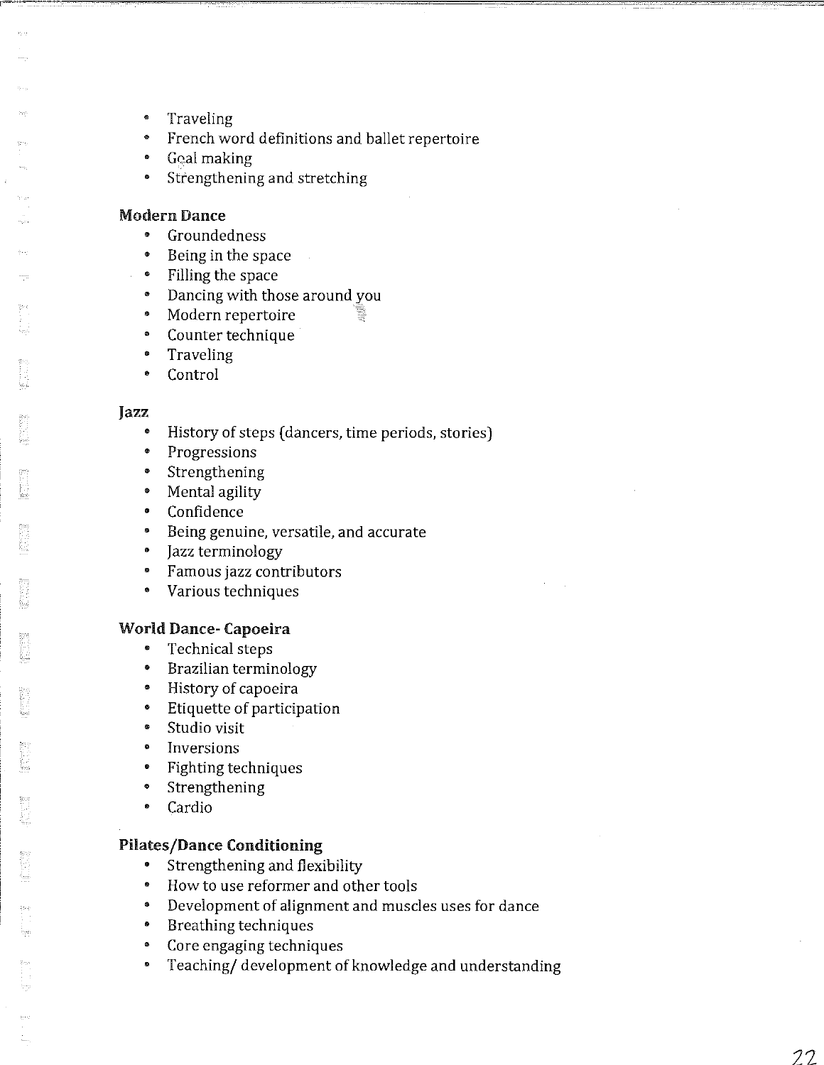- Traveling
- French word definitions and ballet repertoire
- Goal making
- Strengthening and stretching

**Modern Dance**

- Groundedness
- Being in the space
- Filling the space
- Dancing with those around you
- Modern repertoire
- Counter technique
- Traveling
- Control

**Jazz**

- History of steps (dancers, time periods, stories)
- Progressions
- Strengthening
- Mental agility
- Confidence
- Being genuine, versatile, and accurate
- Jazz terminology
- Famous jazz contributors
- Various techniques

**World Dance- Capoeira**

- Technical steps
- Brazilian terminology
- History of capoeira
- Etiquette of participation
- Studio visit
- Inversions
- Fighting techniques
- Strengthening
- Cardio

**Pilates/Dance Conditioning**

- Strengthening and flexibility
- How to use reformer and other tools
- Development of alignment and muscles uses for dance
- Breathing techniques
- Core engaging techniques
- Teaching/ development of knowledge and understanding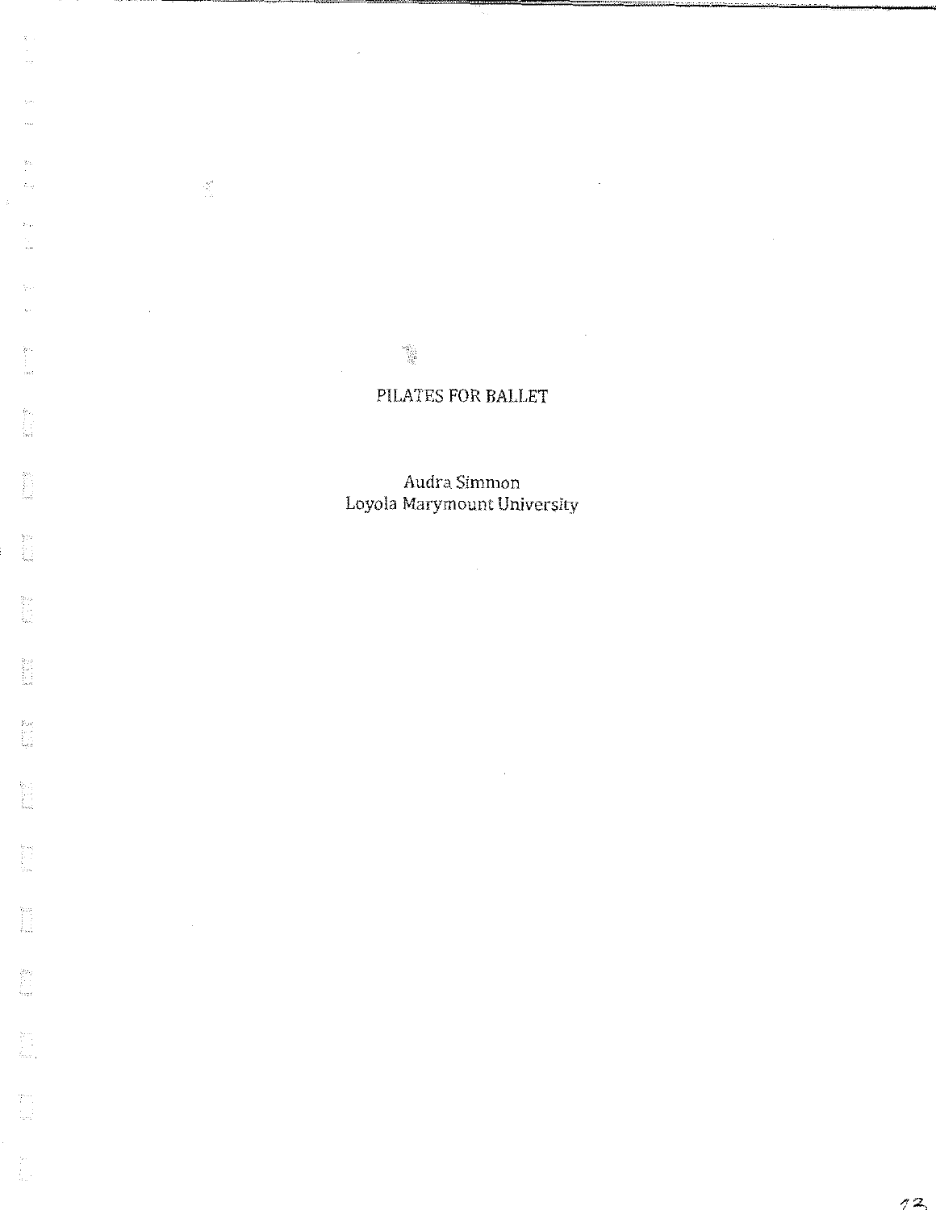# PILATES FOR BALLET

Audra Simmon
Loyola Marymount University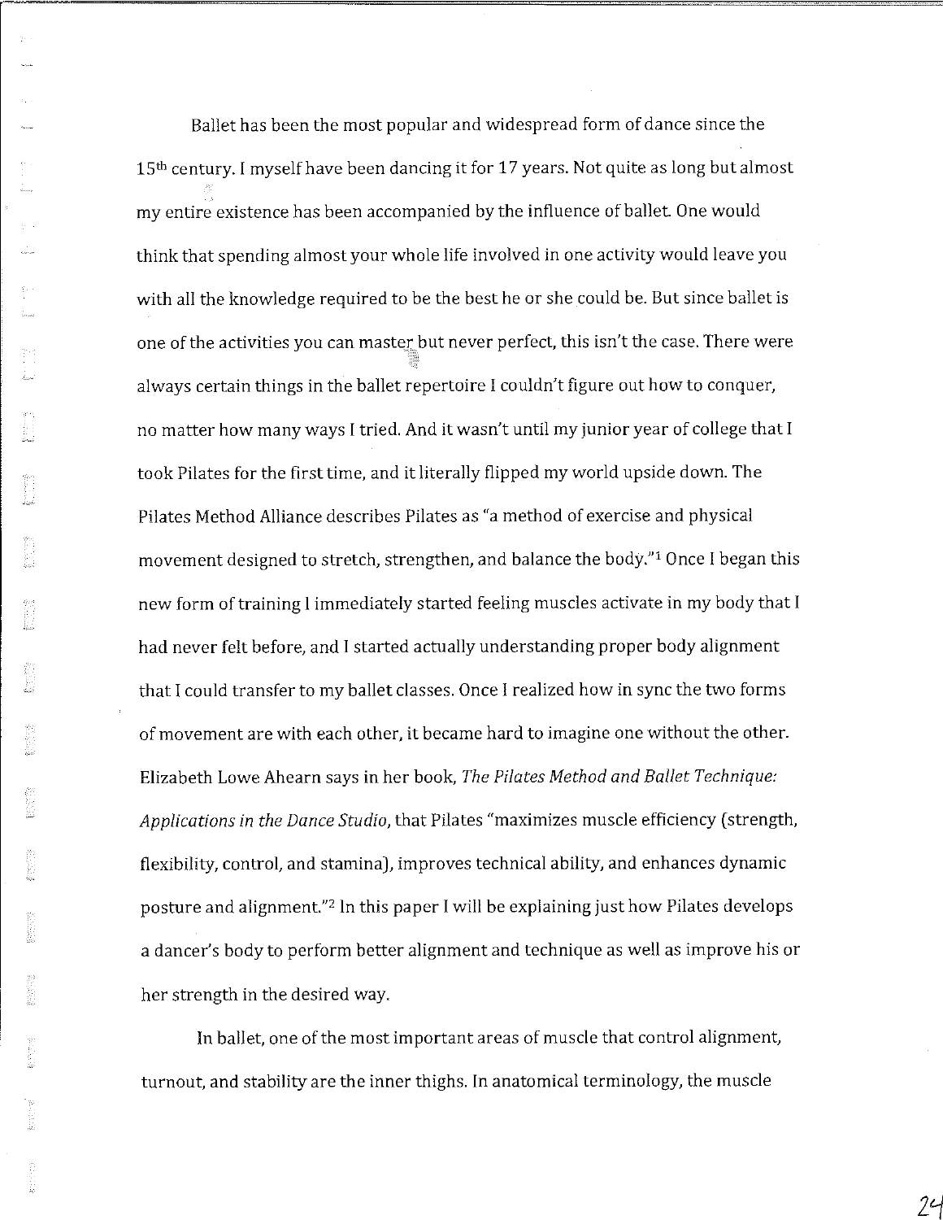Ballet has been the most popular and widespread form of dance since the 15th century. I myself have been dancing it for 17 years. Not quite as long but almost my entire existence has been accompanied by the influence of ballet. One would think that spending almost your whole life involved in one activity would leave you with all the knowledge required to be the best he or she could be. But since ballet is one of the activities you can master but never perfect, this isn't the case. There were always certain things in the ballet repertoire I couldn't figure out how to conquer, no matter how many ways I tried. And it wasn't until my junior year of college that I took Pilates for the first time, and it literally flipped my world upside down. The Pilates Method Alliance describes Pilates as "a method of exercise and physical movement designed to stretch, strengthen, and balance the body."[1] Once I began this new form of training I immediately started feeling muscles activate in my body that I had never felt before, and I started actually understanding proper body alignment that I could transfer to my ballet classes. Once I realized how in sync the two forms of movement are with each other, it became hard to imagine one without the other. Elizabeth Lowe Ahearn says in her book, *The Pilates Method and Ballet Technique: Applications in the Dance Studio*, that Pilates "maximizes muscle efficiency (strength, flexibility, control, and stamina), improves technical ability, and enhances dynamic posture and alignment."[2] In this paper I will be explaining just how Pilates develops a dancer's body to perform better alignment and technique as well as improve his or her strength in the desired way.

In ballet, one of the most important areas of muscle that control alignment, turnout, and stability are the inner thighs. In anatomical terminology, the muscle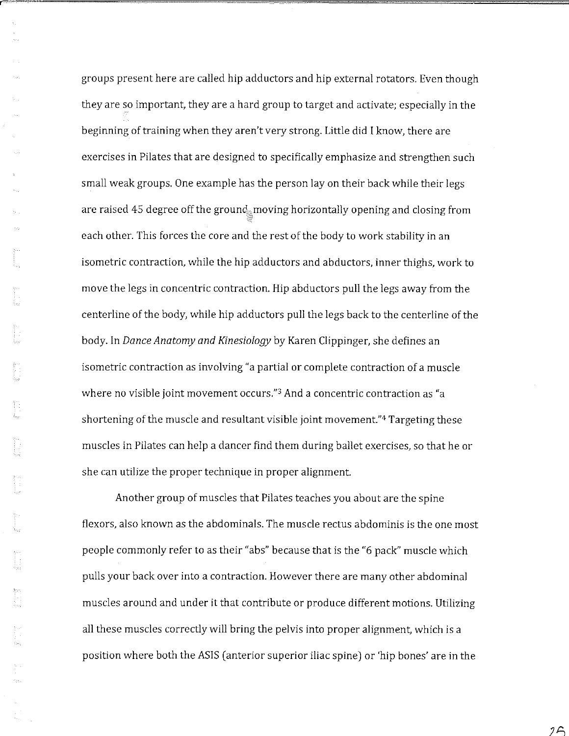groups present here are called hip adductors and hip external rotators. Even though they are so important, they are a hard group to target and activate; especially in the beginning of training when they aren't very strong. Little did I know, there are exercises in Pilates that are designed to specifically emphasize and strengthen such small weak groups. One example has the person lay on their back while their legs are raised 45 degree off the ground moving horizontally opening and closing from each other. This forces the core and the rest of the body to work stability in an isometric contraction, while the hip adductors and abductors, inner thighs, work to move the legs in concentric contraction. Hip abductors pull the legs away from the centerline of the body, while hip adductors pull the legs back to the centerline of the body. In *Dance Anatomy and Kinesiology* by Karen Clippinger, she defines an isometric contraction as involving "a partial or complete contraction of a muscle where no visible joint movement occurs."[3] And a concentric contraction as "a shortening of the muscle and resultant visible joint movement."[4] Targeting these muscles in Pilates can help a dancer find them during ballet exercises, so that he or she can utilize the proper technique in proper alignment.

Another group of muscles that Pilates teaches you about are the spine flexors, also known as the abdominals. The muscle rectus abdominis is the one most people commonly refer to as their "abs" because that is the "6 pack" muscle which pulls your back over into a contraction. However there are many other abdominal muscles around and under it that contribute or produce different motions. Utilizing all these muscles correctly will bring the pelvis into proper alignment, which is a position where both the ASIS (anterior superior iliac spine) or 'hip bones' are in the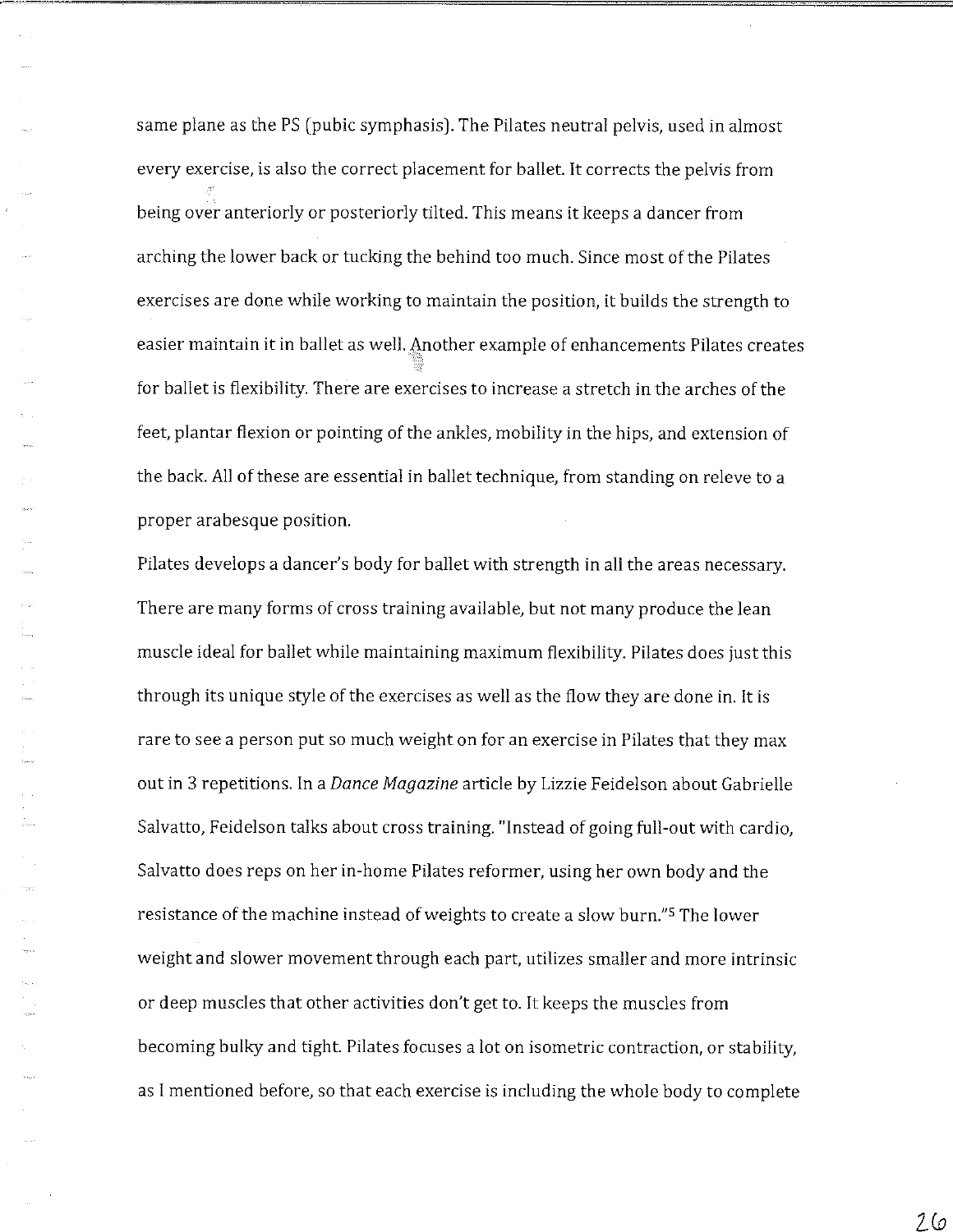same plane as the PS (pubic symphasis). The Pilates neutral pelvis, used in almost every exercise, is also the correct placement for ballet. It corrects the pelvis from being over anteriorly or posteriorly tilted. This means it keeps a dancer from arching the lower back or tucking the behind too much. Since most of the Pilates exercises are done while working to maintain the position, it builds the strength to easier maintain it in ballet as well. Another example of enhancements Pilates creates for ballet is flexibility. There are exercises to increase a stretch in the arches of the feet, plantar flexion or pointing of the ankles, mobility in the hips, and extension of the back. All of these are essential in ballet technique, from standing on releve to a proper arabesque position.

Pilates develops a dancer's body for ballet with strength in all the areas necessary. There are many forms of cross training available, but not many produce the lean muscle ideal for ballet while maintaining maximum flexibility. Pilates does just this through its unique style of the exercises as well as the flow they are done in. It is rare to see a person put so much weight on for an exercise in Pilates that they max out in 3 repetitions. In a *Dance Magazine* article by Lizzie Feidelson about Gabrielle Salvatto, Feidelson talks about cross training. "Instead of going full-out with cardio, Salvatto does reps on her in-home Pilates reformer, using her own body and the resistance of the machine instead of weights to create a slow burn."[5] The lower weight and slower movement through each part, utilizes smaller and more intrinsic or deep muscles that other activities don't get to. It keeps the muscles from becoming bulky and tight. Pilates focuses a lot on isometric contraction, or stability, as I mentioned before, so that each exercise is including the whole body to complete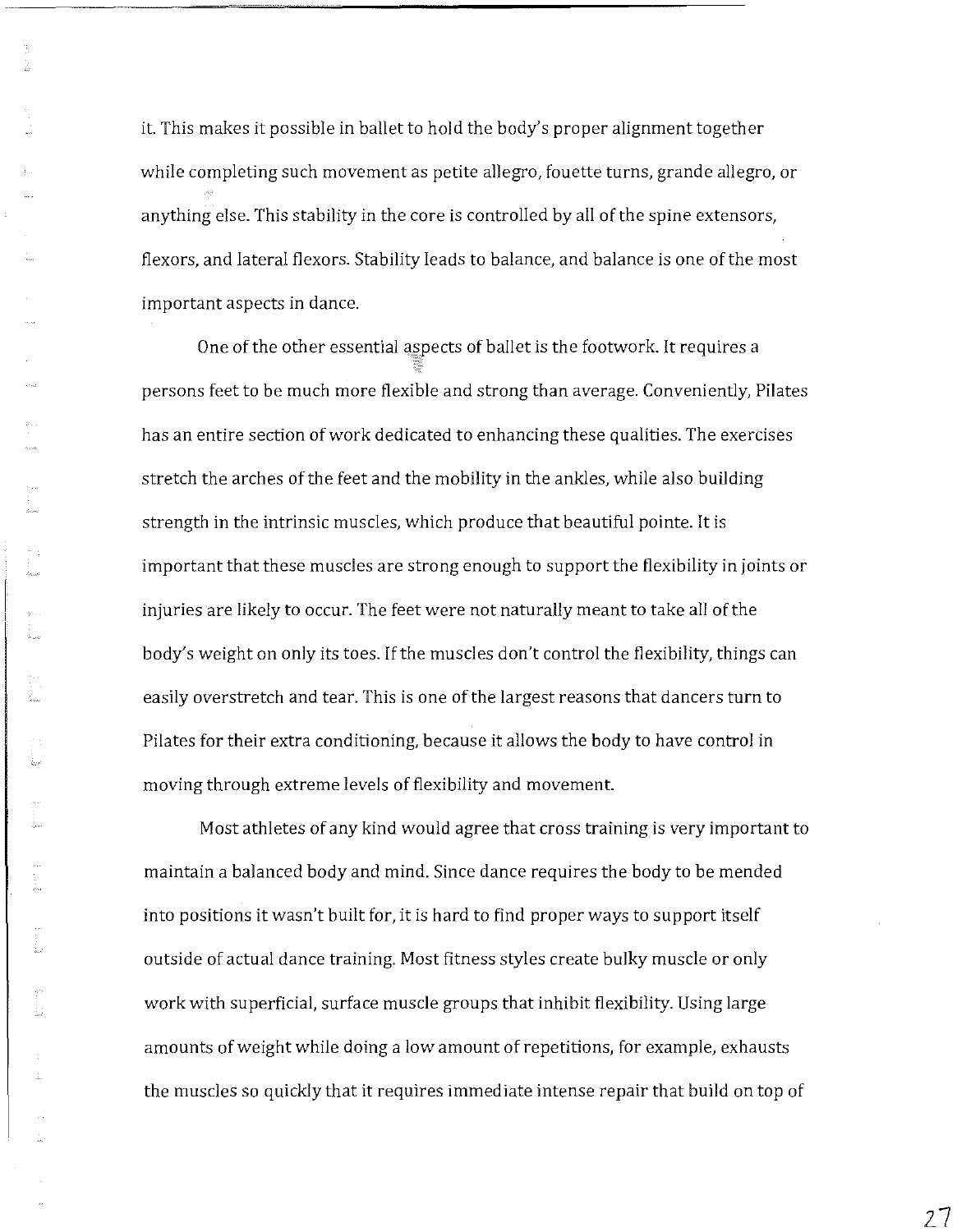it. This makes it possible in ballet to hold the body's proper alignment together while completing such movement as petite allegro, fouette turns, grande allegro, or anything else. This stability in the core is controlled by all of the spine extensors, flexors, and lateral flexors. Stability leads to balance, and balance is one of the most important aspects in dance.

One of the other essential aspects of ballet is the footwork. It requires a persons feet to be much more flexible and strong than average. Conveniently, Pilates has an entire section of work dedicated to enhancing these qualities. The exercises stretch the arches of the feet and the mobility in the ankles, while also building strength in the intrinsic muscles, which produce that beautiful pointe. It is important that these muscles are strong enough to support the flexibility in joints or injuries are likely to occur. The feet were not naturally meant to take all of the body's weight on only its toes. If the muscles don't control the flexibility, things can easily overstretch and tear. This is one of the largest reasons that dancers turn to Pilates for their extra conditioning, because it allows the body to have control in moving through extreme levels of flexibility and movement.

Most athletes of any kind would agree that cross training is very important to maintain a balanced body and mind. Since dance requires the body to be mended into positions it wasn't built for, it is hard to find proper ways to support itself outside of actual dance training. Most fitness styles create bulky muscle or only work with superficial, surface muscle groups that inhibit flexibility. Using large amounts of weight while doing a low amount of repetitions, for example, exhausts the muscles so quickly that it requires immediate intense repair that build on top of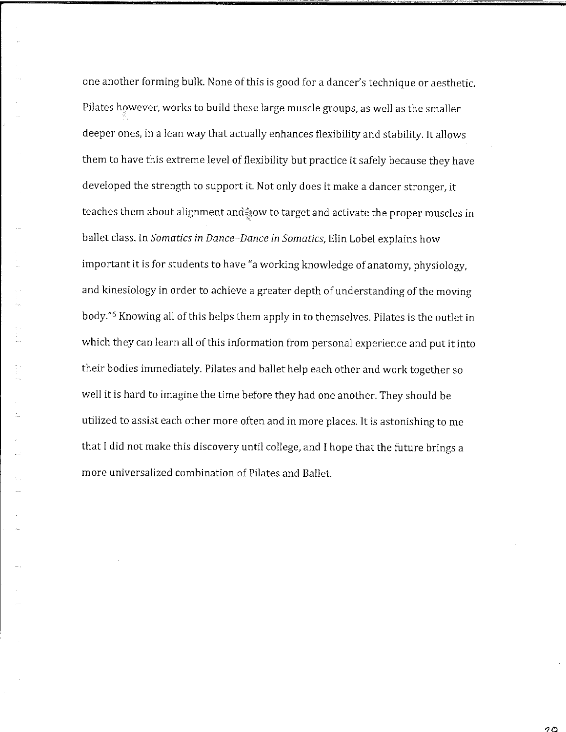one another forming bulk. None of this is good for a dancer's technique or aesthetic. Pilates however, works to build these large muscle groups, as well as the smaller deeper ones, in a lean way that actually enhances flexibility and stability. It allows them to have this extreme level of flexibility but practice it safely because they have developed the strength to support it. Not only does it make a dancer stronger, it teaches them about alignment and how to target and activate the proper muscles in ballet class. In *Somatics in Dance–Dance in Somatics*, Elin Lobel explains how important it is for students to have "a working knowledge of anatomy, physiology, and kinesiology in order to achieve a greater depth of understanding of the moving body."[6] Knowing all of this helps them apply in to themselves. Pilates is the outlet in which they can learn all of this information from personal experience and put it into their bodies immediately. Pilates and ballet help each other and work together so well it is hard to imagine the time before they had one another. They should be utilized to assist each other more often and in more places. It is astonishing to me that I did not make this discovery until college, and I hope that the future brings a more universalized combination of Pilates and Ballet.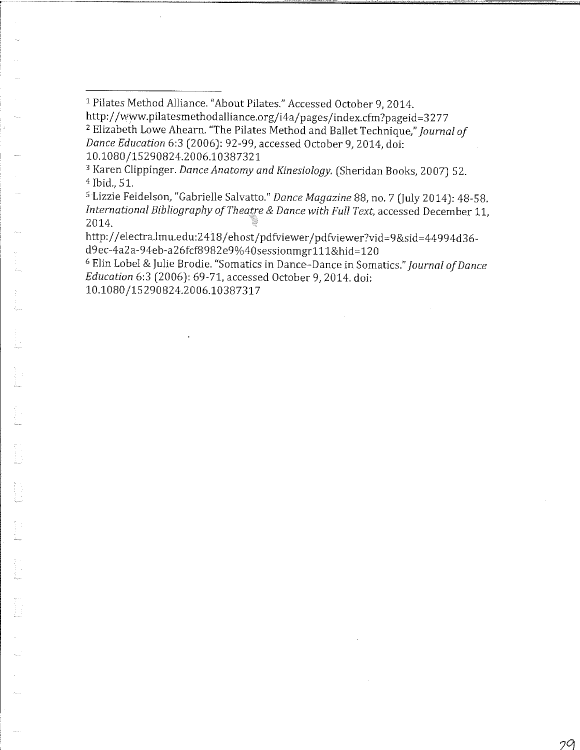[1] Pilates Method Alliance. "About Pilates." Accessed October 9, 2014. http://www.pilatesmethodalliance.org/i4a/pages/index.cfm?pageid=3277

[2] Elizabeth Lowe Ahearn. "The Pilates Method and Ballet Technique," *Journal of Dance Education* 6:3 (2006): 92-99, accessed October 9, 2014, doi: 10.1080/15290824.2006.10387321

[3] Karen Clippinger. *Dance Anatomy and Kinesiology.* (Sheridan Books, 2007) 52.

[4] Ibid., 51.

[5] Lizzie Feidelson, "Gabrielle Salvatto." *Dance Magazine* 88, no. 7 (July 2014): 48-58. *International Bibliography of Theatre & Dance with Full Text,* accessed December 11, 2014. http://electra.lmu.edu:2418/ehost/pdfviewer/pdfviewer?vid=9&sid=44994d36-d9ec-4a2a-94eb-a26fcf8982e9%40sessionmgr111&hid=120

[6] Elin Lobel & Julie Brodie. "Somatics in Dance--Dance in Somatics." *Journal of Dance Education* 6:3 (2006): 69-71, accessed October 9, 2014. doi: 10.1080/15290824.2006.10387317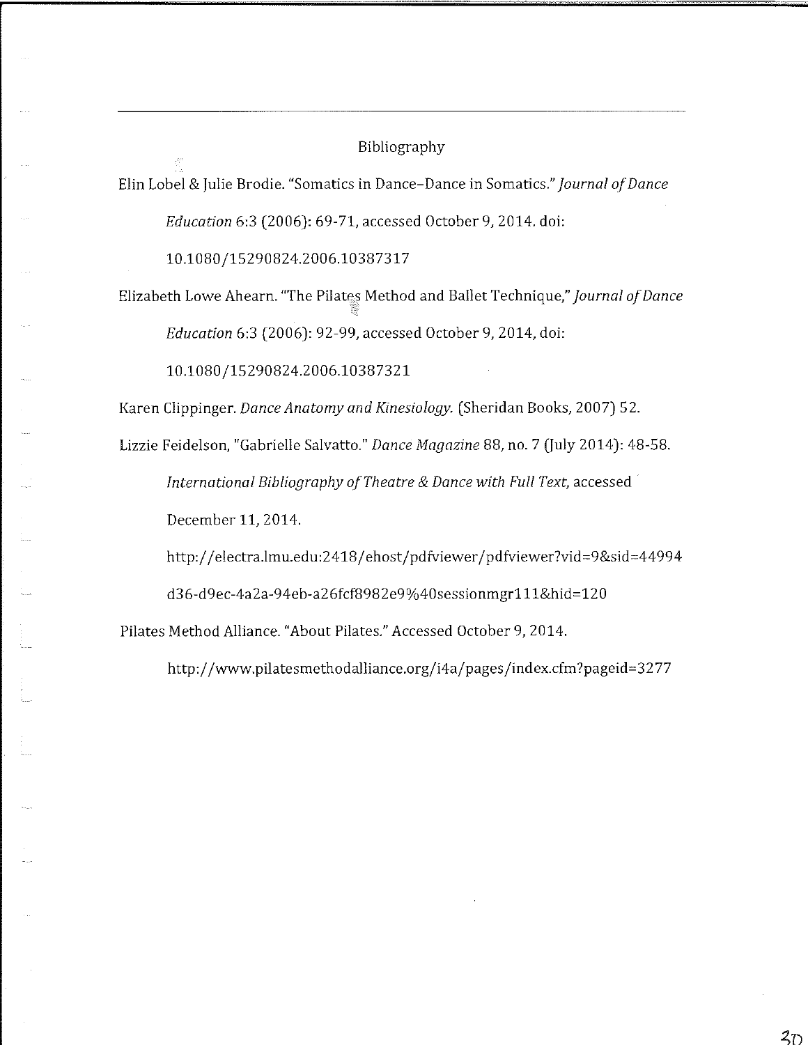# Bibliography

Elin Lobel & Julie Brodie. "Somatics in Dance–Dance in Somatics." *Journal of Dance Education* 6:3 (2006): 69-71, accessed October 9, 2014. doi: 10.1080/15290824.2006.10387317

Elizabeth Lowe Ahearn. "The Pilates Method and Ballet Technique," *Journal of Dance Education* 6:3 (2006): 92-99, accessed October 9, 2014, doi: 10.1080/15290824.2006.10387321

Karen Clippinger. *Dance Anatomy and Kinesiology.* (Sheridan Books, 2007) 52.

Lizzie Feidelson, "Gabrielle Salvatto." *Dance Magazine* 88, no. 7 (July 2014): 48-58. *International Bibliography of Theatre & Dance with Full Text*, accessed December 11, 2014. http://electra.lmu.edu:2418/ehost/pdfviewer/pdfviewer?vid=9&sid=44994d36-d9ec-4a2a-94eb-a26fcf8982e9%40sessionmgr111&hid=120

Pilates Method Alliance. "About Pilates." Accessed October 9, 2014. http://www.pilatesmethodalliance.org/i4a/pages/index.cfm?pageid=3277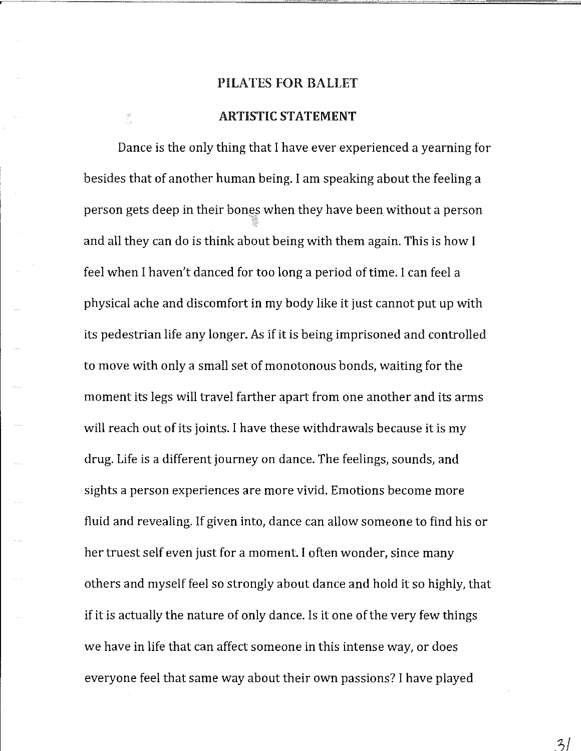# PILATES FOR BALLET

## ARTISTIC STATEMENT

Dance is the only thing that I have ever experienced a yearning for besides that of another human being. I am speaking about the feeling a person gets deep in their bones when they have been without a person and all they can do is think about being with them again. This is how I feel when I haven't danced for too long a period of time. I can feel a physical ache and discomfort in my body like it just cannot put up with its pedestrian life any longer. As if it is being imprisoned and controlled to move with only a small set of monotonous bonds, waiting for the moment its legs will travel farther apart from one another and its arms will reach out of its joints. I have these withdrawals because it is my drug. Life is a different journey on dance. The feelings, sounds, and sights a person experiences are more vivid. Emotions become more fluid and revealing. If given into, dance can allow someone to find his or her truest self even just for a moment. I often wonder, since many others and myself feel so strongly about dance and hold it so highly, that if it is actually the nature of only dance. Is it one of the very few things we have in life that can affect someone in this intense way, or does everyone feel that same way about their own passions? I have played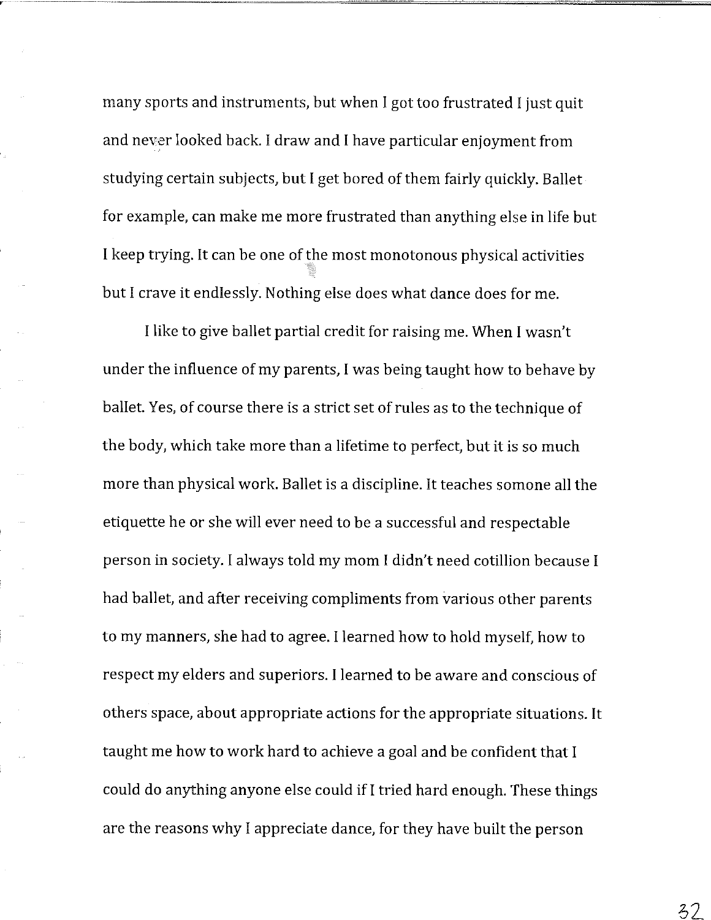many sports and instruments, but when I got too frustrated I just quit and never looked back. I draw and I have particular enjoyment from studying certain subjects, but I get bored of them fairly quickly. Ballet for example, can make me more frustrated than anything else in life but I keep trying. It can be one of the most monotonous physical activities but I crave it endlessly. Nothing else does what dance does for me.

I like to give ballet partial credit for raising me. When I wasn't under the influence of my parents, I was being taught how to behave by ballet. Yes, of course there is a strict set of rules as to the technique of the body, which take more than a lifetime to perfect, but it is so much more than physical work. Ballet is a discipline. It teaches somone all the etiquette he or she will ever need to be a successful and respectable person in society. I always told my mom I didn't need cotillion because I had ballet, and after receiving compliments from various other parents to my manners, she had to agree. I learned how to hold myself, how to respect my elders and superiors. I learned to be aware and conscious of others space, about appropriate actions for the appropriate situations. It taught me how to work hard to achieve a goal and be confident that I could do anything anyone else could if I tried hard enough. These things are the reasons why I appreciate dance, for they have built the person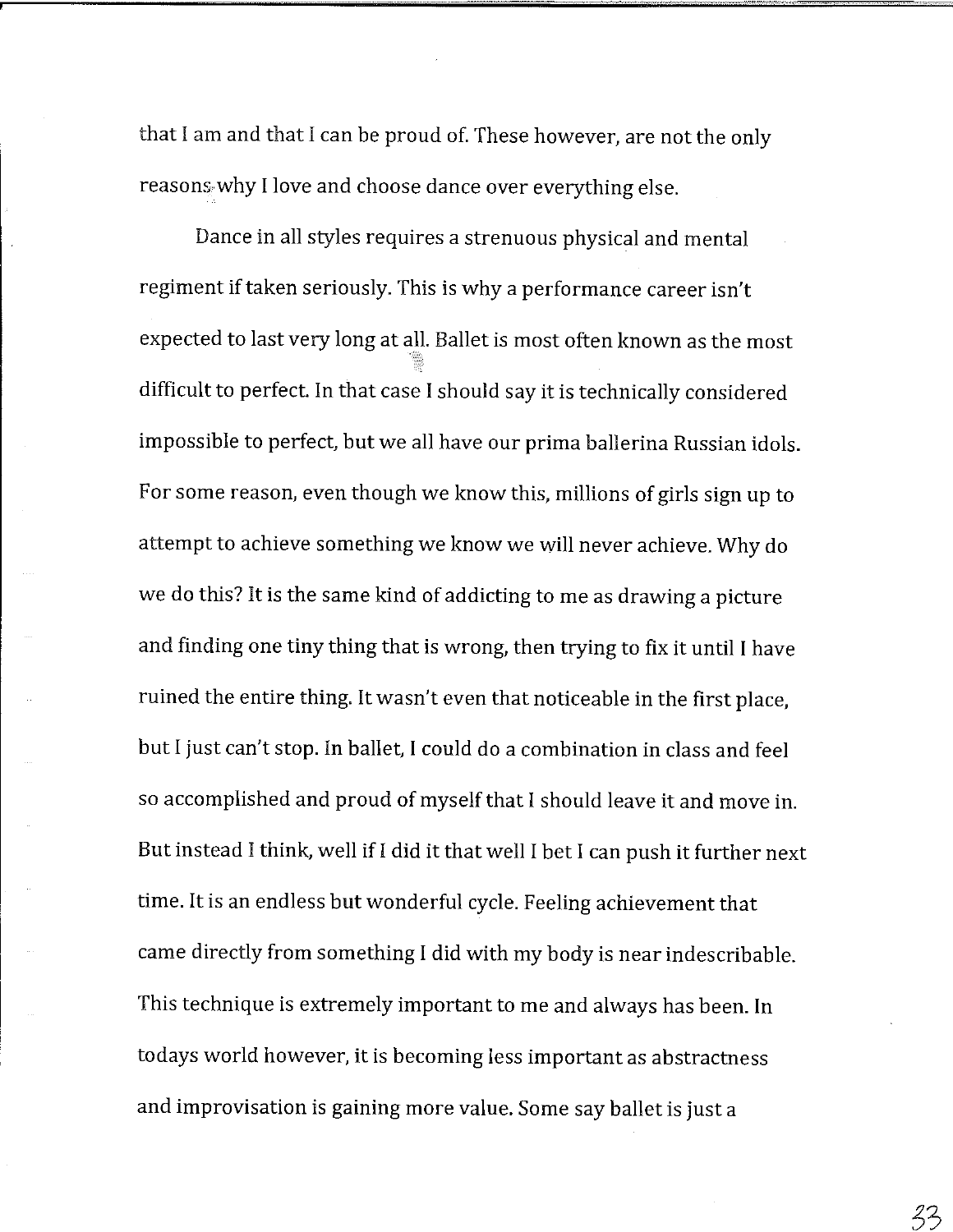that I am and that I can be proud of. These however, are not the only reasons why I love and choose dance over everything else.

Dance in all styles requires a strenuous physical and mental regiment if taken seriously. This is why a performance career isn't expected to last very long at all. Ballet is most often known as the most difficult to perfect. In that case I should say it is technically considered impossible to perfect, but we all have our prima ballerina Russian idols. For some reason, even though we know this, millions of girls sign up to attempt to achieve something we know we will never achieve. Why do we do this? It is the same kind of addicting to me as drawing a picture and finding one tiny thing that is wrong, then trying to fix it until I have ruined the entire thing. It wasn't even that noticeable in the first place, but I just can't stop. In ballet, I could do a combination in class and feel so accomplished and proud of myself that I should leave it and move in. But instead I think, well if I did it that well I bet I can push it further next time. It is an endless but wonderful cycle. Feeling achievement that came directly from something I did with my body is near indescribable. This technique is extremely important to me and always has been. In todays world however, it is becoming less important as abstractness and improvisation is gaining more value. Some say ballet is just a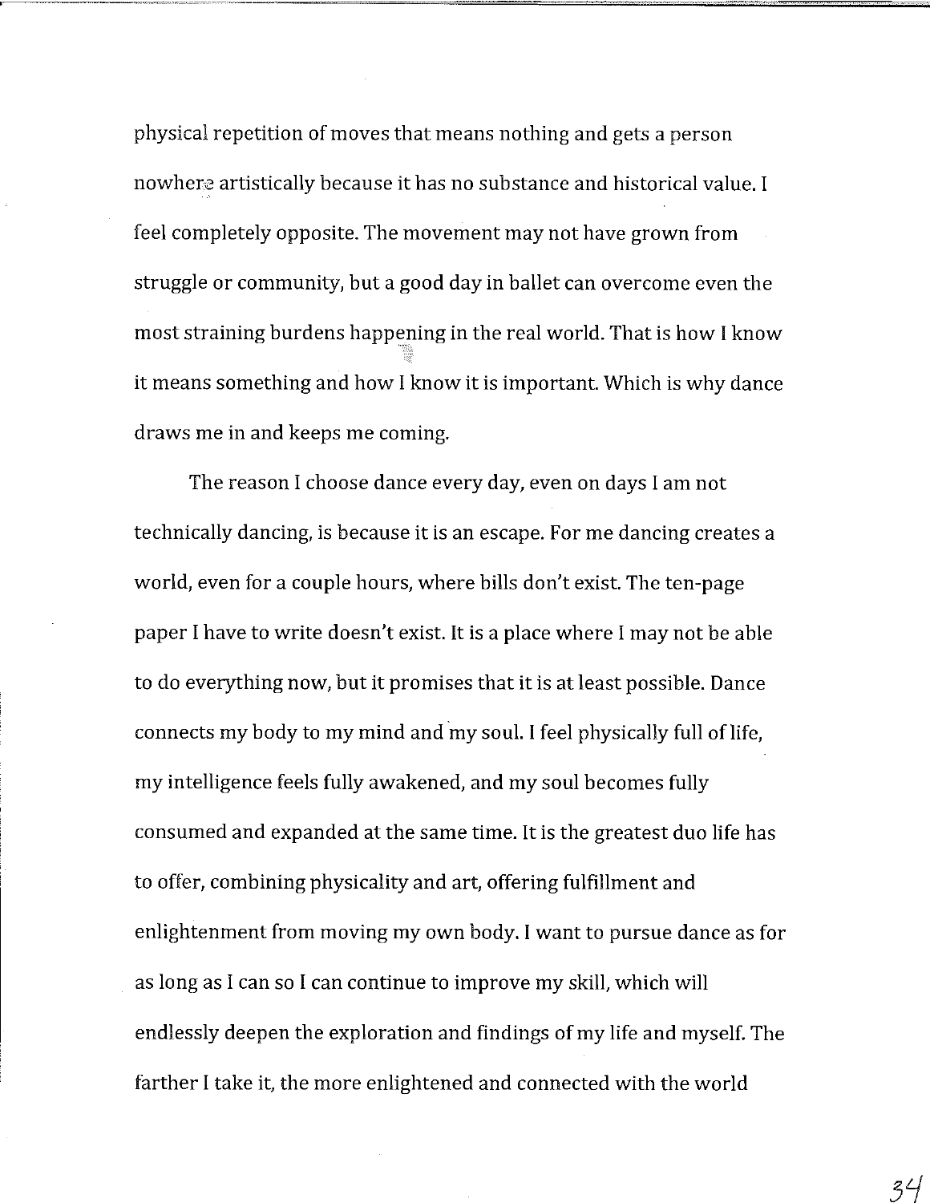physical repetition of moves that means nothing and gets a person nowhere artistically because it has no substance and historical value. I feel completely opposite. The movement may not have grown from struggle or community, but a good day in ballet can overcome even the most straining burdens happening in the real world. That is how I know it means something and how I know it is important. Which is why dance draws me in and keeps me coming.

The reason I choose dance every day, even on days I am not technically dancing, is because it is an escape. For me dancing creates a world, even for a couple hours, where bills don't exist. The ten-page paper I have to write doesn't exist. It is a place where I may not be able to do everything now, but it promises that it is at least possible. Dance connects my body to my mind and my soul. I feel physically full of life, my intelligence feels fully awakened, and my soul becomes fully consumed and expanded at the same time. It is the greatest duo life has to offer, combining physicality and art, offering fulfillment and enlightenment from moving my own body. I want to pursue dance as for as long as I can so I can continue to improve my skill, which will endlessly deepen the exploration and findings of my life and myself. The farther I take it, the more enlightened and connected with the world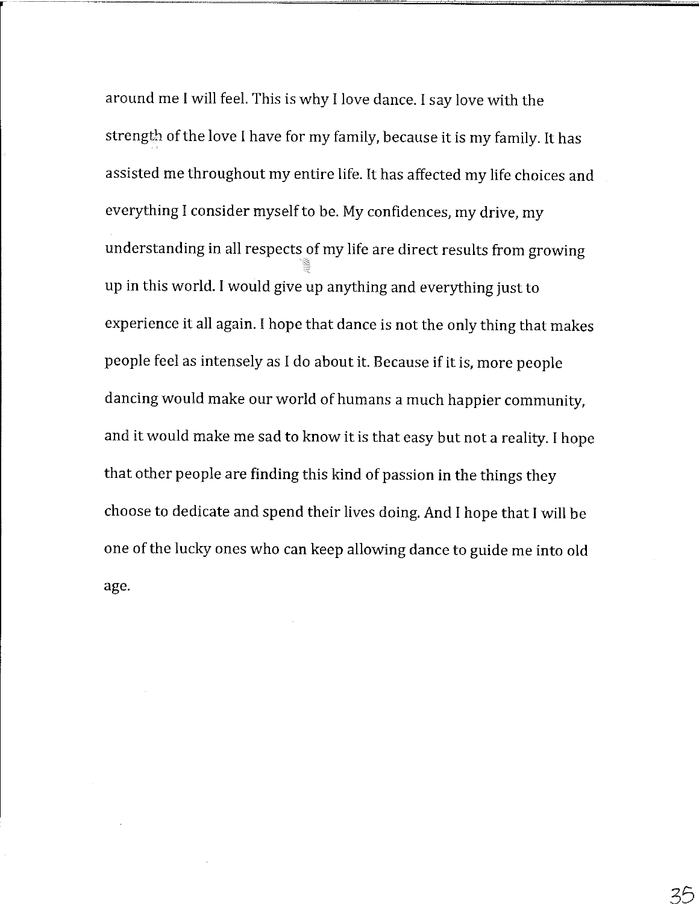around me I will feel. This is why I love dance. I say love with the strength of the love I have for my family, because it is my family. It has assisted me throughout my entire life. It has affected my life choices and everything I consider myself to be. My confidences, my drive, my understanding in all respects of my life are direct results from growing up in this world. I would give up anything and everything just to experience it all again. I hope that dance is not the only thing that makes people feel as intensely as I do about it. Because if it is, more people dancing would make our world of humans a much happier community, and it would make me sad to know it is that easy but not a reality. I hope that other people are finding this kind of passion in the things they choose to dedicate and spend their lives doing. And I hope that I will be one of the lucky ones who can keep allowing dance to guide me into old age.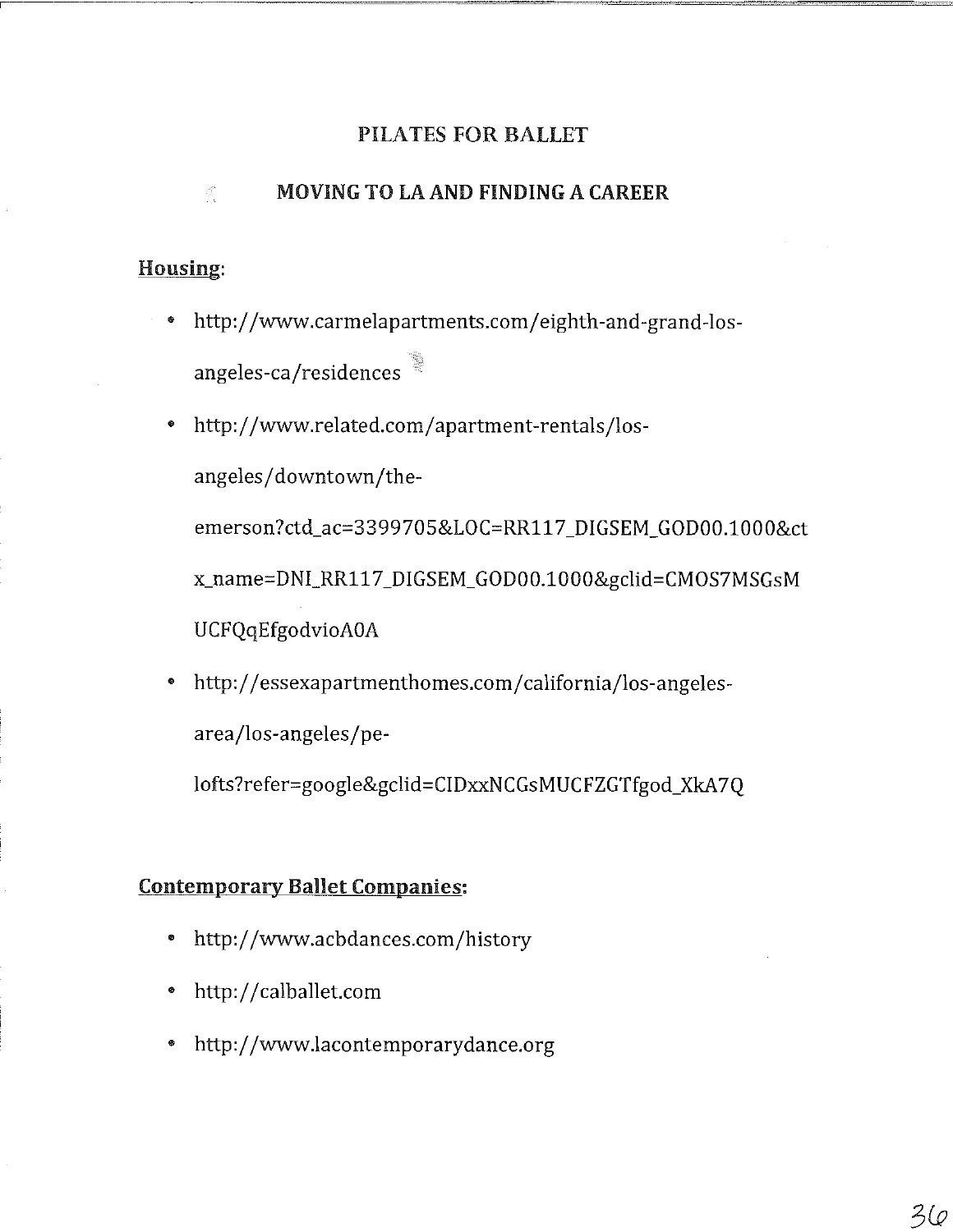# PILATES FOR BALLET

## MOVING TO LA AND FINDING A CAREER

**Housing:**

- http://www.carmelapartments.com/eighth-and-grand-los-angeles-ca/residences
- http://www.related.com/apartment-rentals/los-angeles/downtown/the-emerson?ctd_ac=3399705&LOC=RR117_DIGSEM_GOD00.1000&ctx_name=DNI_RR117_DIGSEM_GOD00.1000&gclid=CMOS7MSGsMUCFQqEfgodvioA0A
- http://essexapartmenthomes.com/california/los-angeles-area/los-angeles/pe-lofts?refer=google&gclid=CIDxxNCGsMUCFZGTfgod_XkA7Q

**Contemporary Ballet Companies:**

- http://www.acbdances.com/history
- http://calballet.com
- http://www.lacontemporarydance.org